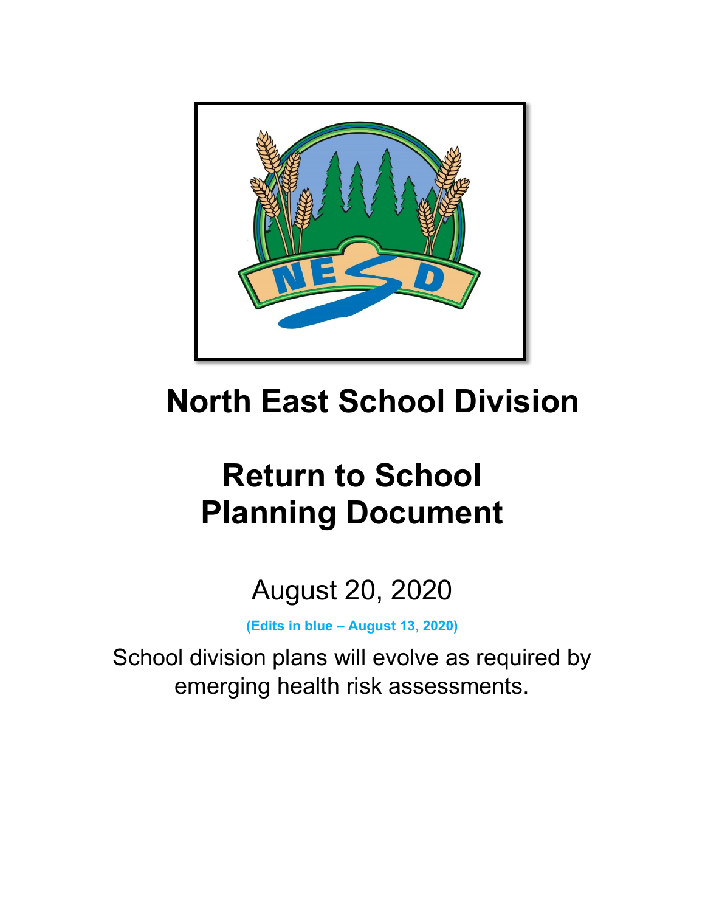# North East School Division

# Return to School Planning Document

August 20, 2020

**(Edits in blue – August 13, 2020)**

School division plans will evolve as required by emerging health risk assessments.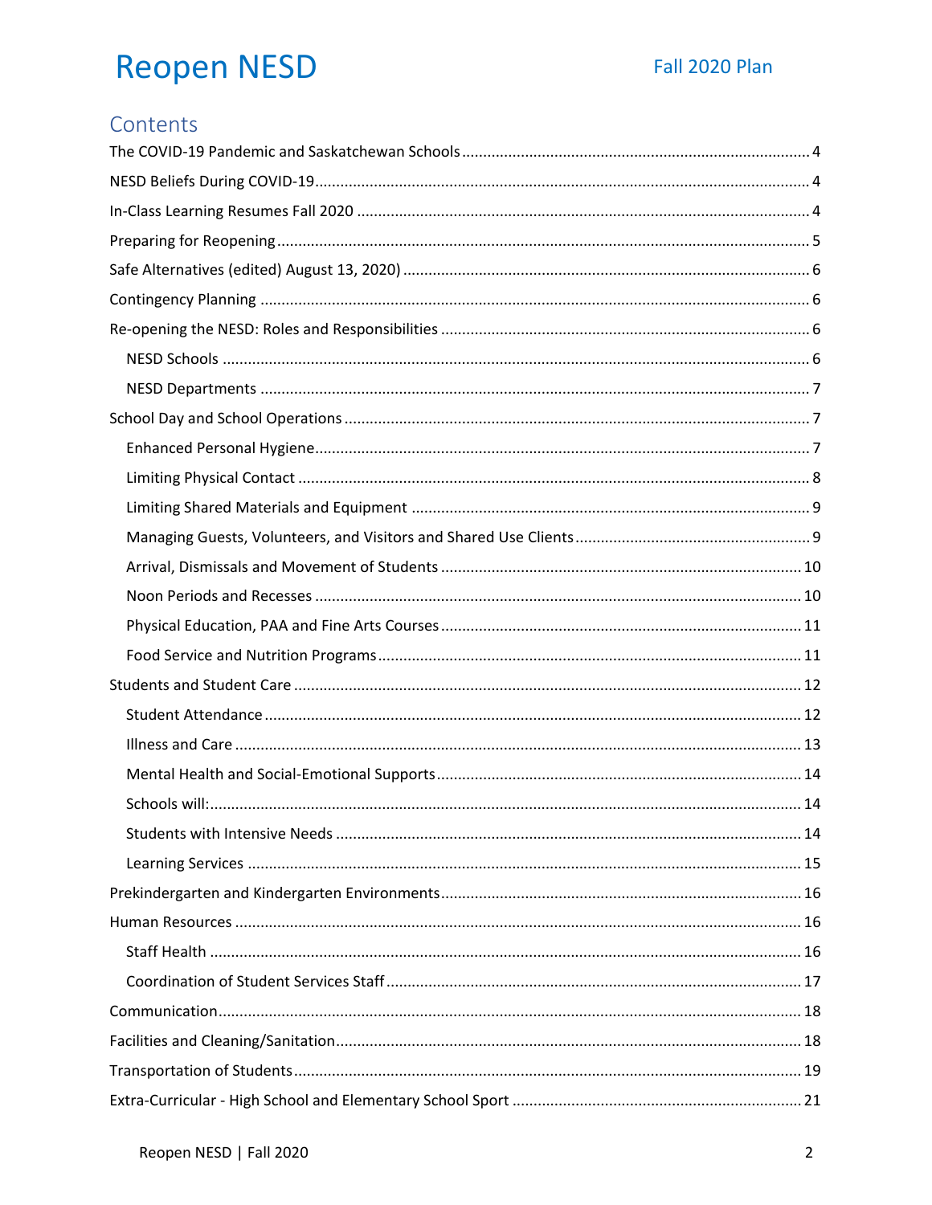## Contents

- The COVID-19 Pandemic and Saskatchewan Schools ..... 4
- NESD Beliefs During COVID-19 ..... 4
- In-Class Learning Resumes Fall 2020 ..... 4
- Preparing for Reopening ..... 5
- Safe Alternatives (edited) August 13, 2020) ..... 6
- Contingency Planning ..... 6
- Re-opening the NESD: Roles and Responsibilities ..... 6
  - NESD Schools ..... 6
  - NESD Departments ..... 7
- School Day and School Operations ..... 7
  - Enhanced Personal Hygiene ..... 7
  - Limiting Physical Contact ..... 8
  - Limiting Shared Materials and Equipment ..... 9
  - Managing Guests, Volunteers, and Visitors and Shared Use Clients ..... 9
  - Arrival, Dismissals and Movement of Students ..... 10
  - Noon Periods and Recesses ..... 10
  - Physical Education, PAA and Fine Arts Courses ..... 11
  - Food Service and Nutrition Programs ..... 11
- Students and Student Care ..... 12
  - Student Attendance ..... 12
  - Illness and Care ..... 13
  - Mental Health and Social-Emotional Supports ..... 14
  - Schools will: ..... 14
  - Students with Intensive Needs ..... 14
  - Learning Services ..... 15
- Prekindergarten and Kindergarten Environments ..... 16
- Human Resources ..... 16
  - Staff Health ..... 16
  - Coordination of Student Services Staff ..... 17
- Communication ..... 18
- Facilities and Cleaning/Sanitation ..... 18
- Transportation of Students ..... 19
- Extra-Curricular - High School and Elementary School Sport ..... 21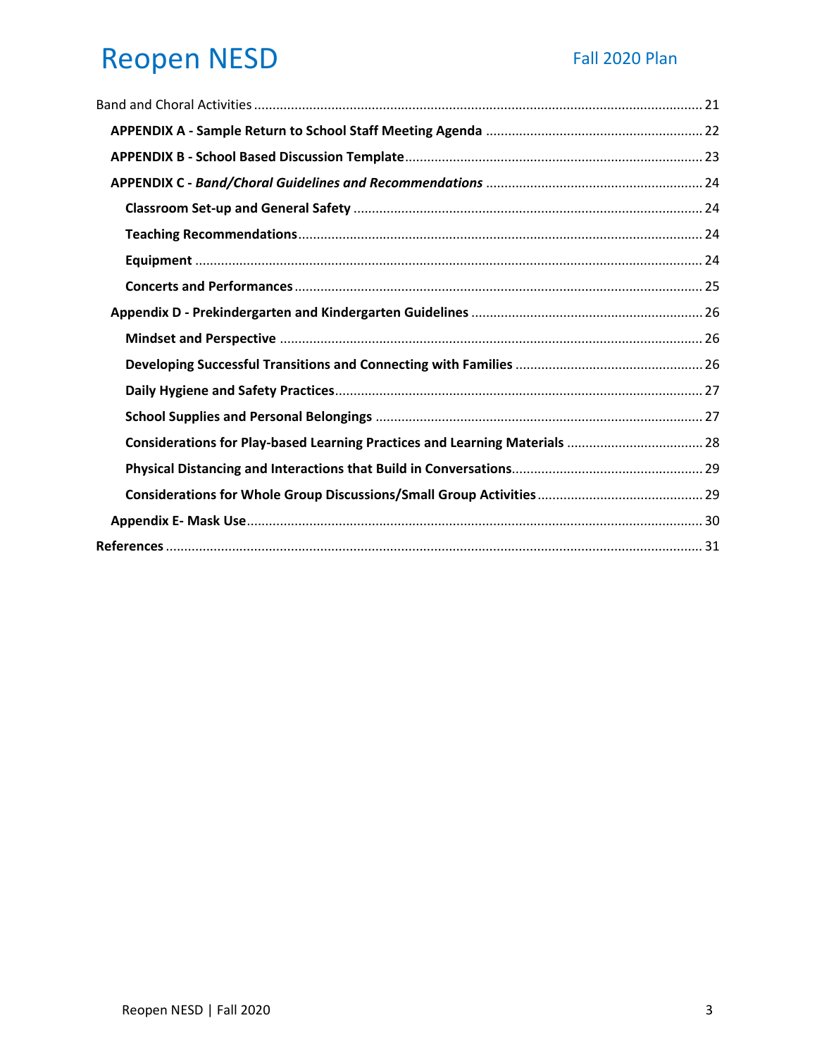Band and Choral Activities ........................................................................................................................ 21

**APPENDIX A - Sample Return to School Staff Meeting Agenda** .......................................................... 22

**APPENDIX B - School Based Discussion Template** ................................................................................ 23

**APPENDIX C -** ***Band/Choral Guidelines and Recommendations*** .......................................................... 24

**Classroom Set-up and General Safety** ............................................................................................. 24

**Teaching Recommendations** ............................................................................................................ 24

**Equipment** ........................................................................................................................................ 24

**Concerts and Performances** ............................................................................................................. 25

**Appendix D - Prekindergarten and Kindergarten Guidelines** .............................................................. 26

**Mindset and Perspective** ................................................................................................................. 26

**Developing Successful Transitions and Connecting with Families** .................................................. 26

**Daily Hygiene and Safety Practices** ................................................................................................... 27

**School Supplies and Personal Belongings** ........................................................................................ 27

**Considerations for Play-based Learning Practices and Learning Materials** .................................... 28

**Physical Distancing and Interactions that Build in Conversations** ................................................... 29

**Considerations for Whole Group Discussions/Small Group Activities** ............................................ 29

**Appendix E- Mask Use** .......................................................................................................................... 30

**References** ................................................................................................................................................ 31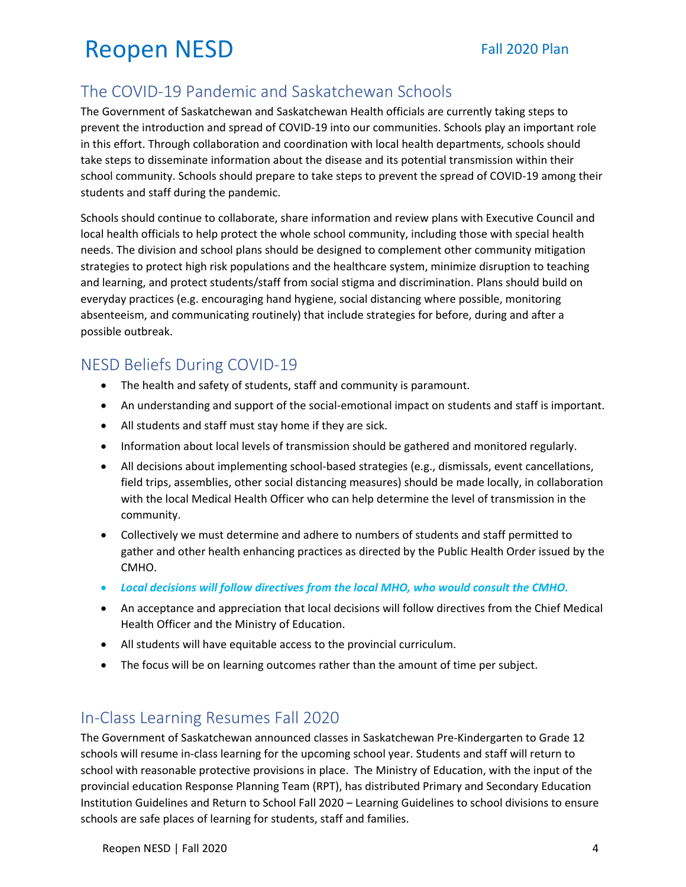## The COVID-19 Pandemic and Saskatchewan Schools

The Government of Saskatchewan and Saskatchewan Health officials are currently taking steps to prevent the introduction and spread of COVID-19 into our communities. Schools play an important role in this effort. Through collaboration and coordination with local health departments, schools should take steps to disseminate information about the disease and its potential transmission within their school community. Schools should prepare to take steps to prevent the spread of COVID-19 among their students and staff during the pandemic.

Schools should continue to collaborate, share information and review plans with Executive Council and local health officials to help protect the whole school community, including those with special health needs. The division and school plans should be designed to complement other community mitigation strategies to protect high risk populations and the healthcare system, minimize disruption to teaching and learning, and protect students/staff from social stigma and discrimination. Plans should build on everyday practices (e.g. encouraging hand hygiene, social distancing where possible, monitoring absenteeism, and communicating routinely) that include strategies for before, during and after a possible outbreak.

## NESD Beliefs During COVID-19

- The health and safety of students, staff and community is paramount.
- An understanding and support of the social-emotional impact on students and staff is important.
- All students and staff must stay home if they are sick.
- Information about local levels of transmission should be gathered and monitored regularly.
- All decisions about implementing school-based strategies (e.g., dismissals, event cancellations, field trips, assemblies, other social distancing measures) should be made locally, in collaboration with the local Medical Health Officer who can help determine the level of transmission in the community.
- Collectively we must determine and adhere to numbers of students and staff permitted to gather and other health enhancing practices as directed by the Public Health Order issued by the CMHO.
- ***Local decisions will follow directives from the local MHO, who would consult the CMHO.***
- An acceptance and appreciation that local decisions will follow directives from the Chief Medical Health Officer and the Ministry of Education.
- All students will have equitable access to the provincial curriculum.
- The focus will be on learning outcomes rather than the amount of time per subject.

## In-Class Learning Resumes Fall 2020

The Government of Saskatchewan announced classes in Saskatchewan Pre-Kindergarten to Grade 12 schools will resume in-class learning for the upcoming school year. Students and staff will return to school with reasonable protective provisions in place. The Ministry of Education, with the input of the provincial education Response Planning Team (RPT), has distributed Primary and Secondary Education Institution Guidelines and Return to School Fall 2020 – Learning Guidelines to school divisions to ensure schools are safe places of learning for students, staff and families.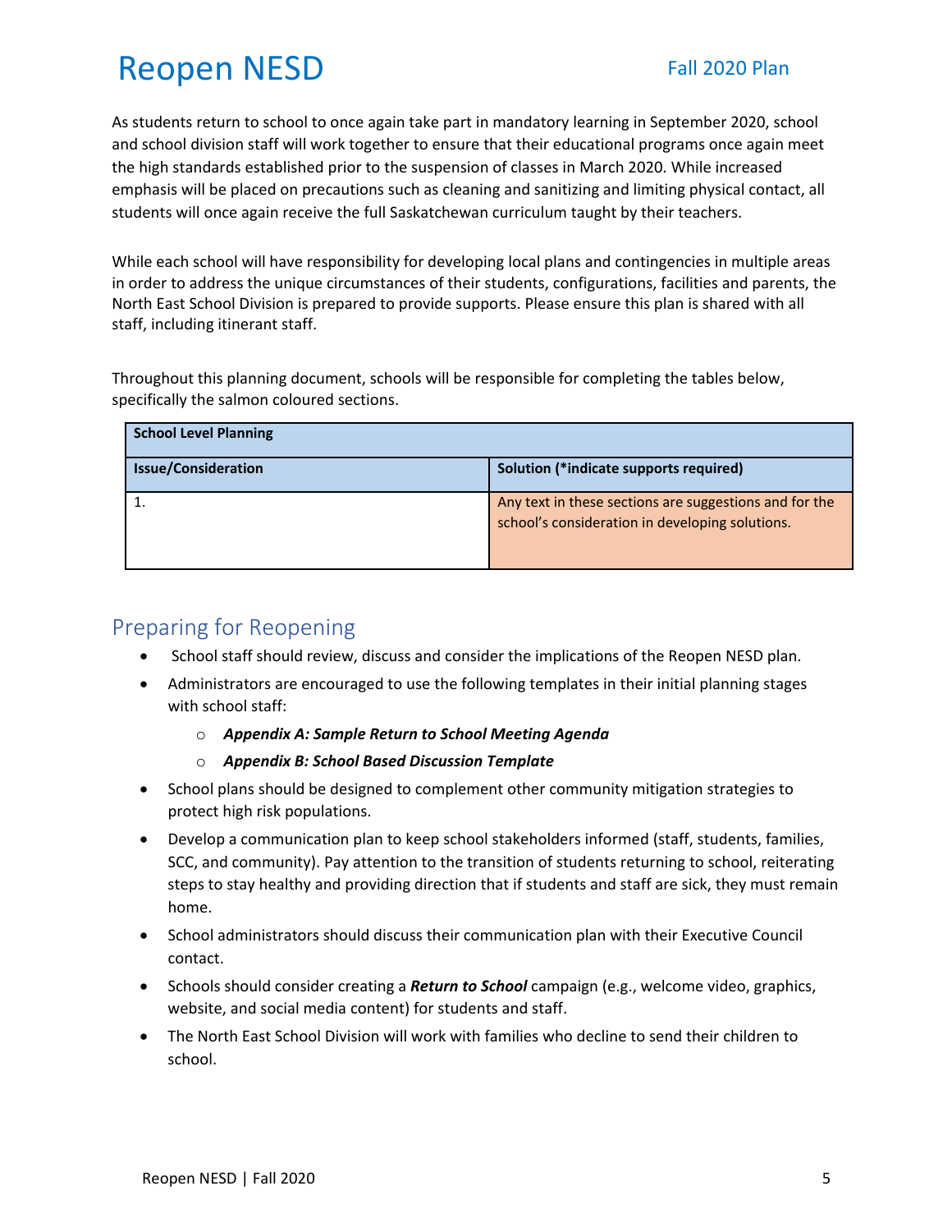As students return to school to once again take part in mandatory learning in September 2020, school and school division staff will work together to ensure that their educational programs once again meet the high standards established prior to the suspension of classes in March 2020. While increased emphasis will be placed on precautions such as cleaning and sanitizing and limiting physical contact, all students will once again receive the full Saskatchewan curriculum taught by their teachers.

While each school will have responsibility for developing local plans and contingencies in multiple areas in order to address the unique circumstances of their students, configurations, facilities and parents, the North East School Division is prepared to provide supports. Please ensure this plan is shared with all staff, including itinerant staff.

Throughout this planning document, schools will be responsible for completing the tables below, specifically the salmon coloured sections.

| **School Level Planning** | |
|---|---|
| **Issue/Consideration** | **Solution (*indicate supports required)** |
| 1. | Any text in these sections are suggestions and for the school's consideration in developing solutions. |

## Preparing for Reopening

- School staff should review, discuss and consider the implications of the Reopen NESD plan.
- Administrators are encouraged to use the following templates in their initial planning stages with school staff:
    - ***Appendix A: Sample Return to School Meeting Agenda***
    - ***Appendix B: School Based Discussion Template***
- School plans should be designed to complement other community mitigation strategies to protect high risk populations.
- Develop a communication plan to keep school stakeholders informed (staff, students, families, SCC, and community). Pay attention to the transition of students returning to school, reiterating steps to stay healthy and providing direction that if students and staff are sick, they must remain home.
- School administrators should discuss their communication plan with their Executive Council contact.
- Schools should consider creating a ***Return to School*** campaign (e.g., welcome video, graphics, website, and social media content) for students and staff.
- The North East School Division will work with families who decline to send their children to school.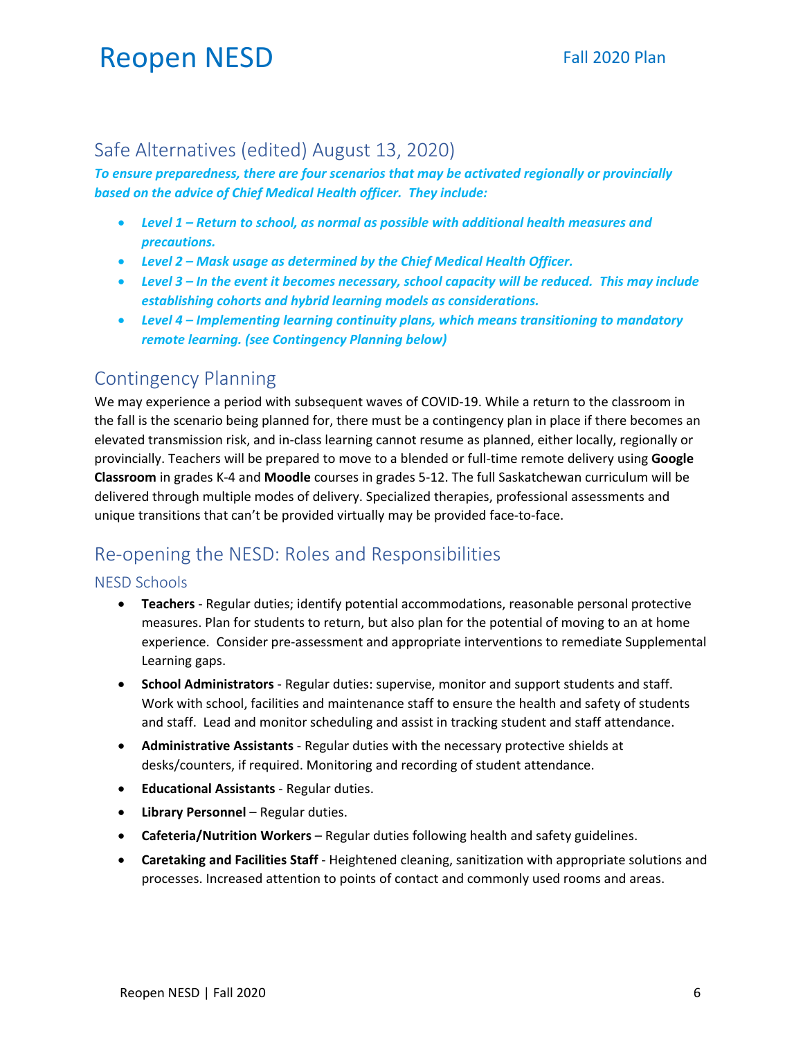## Safe Alternatives (edited) August 13, 2020)

***To ensure preparedness, there are four scenarios that may be activated regionally or provincially based on the advice of Chief Medical Health officer. They include:***

- ***Level 1 – Return to school, as normal as possible with additional health measures and precautions.***
- ***Level 2 – Mask usage as determined by the Chief Medical Health Officer.***
- ***Level 3 – In the event it becomes necessary, school capacity will be reduced. This may include establishing cohorts and hybrid learning models as considerations.***
- ***Level 4 – Implementing learning continuity plans, which means transitioning to mandatory remote learning. (see Contingency Planning below)***

## Contingency Planning

We may experience a period with subsequent waves of COVID-19. While a return to the classroom in the fall is the scenario being planned for, there must be a contingency plan in place if there becomes an elevated transmission risk, and in-class learning cannot resume as planned, either locally, regionally or provincially. Teachers will be prepared to move to a blended or full-time remote delivery using **Google Classroom** in grades K-4 and **Moodle** courses in grades 5-12. The full Saskatchewan curriculum will be delivered through multiple modes of delivery. Specialized therapies, professional assessments and unique transitions that can't be provided virtually may be provided face-to-face.

## Re-opening the NESD: Roles and Responsibilities

### NESD Schools

- **Teachers** - Regular duties; identify potential accommodations, reasonable personal protective measures. Plan for students to return, but also plan for the potential of moving to an at home experience. Consider pre-assessment and appropriate interventions to remediate Supplemental Learning gaps.
- **School Administrators** - Regular duties: supervise, monitor and support students and staff. Work with school, facilities and maintenance staff to ensure the health and safety of students and staff. Lead and monitor scheduling and assist in tracking student and staff attendance.
- **Administrative Assistants** - Regular duties with the necessary protective shields at desks/counters, if required. Monitoring and recording of student attendance.
- **Educational Assistants** - Regular duties.
- **Library Personnel** – Regular duties.
- **Cafeteria/Nutrition Workers** – Regular duties following health and safety guidelines.
- **Caretaking and Facilities Staff** - Heightened cleaning, sanitization with appropriate solutions and processes. Increased attention to points of contact and commonly used rooms and areas.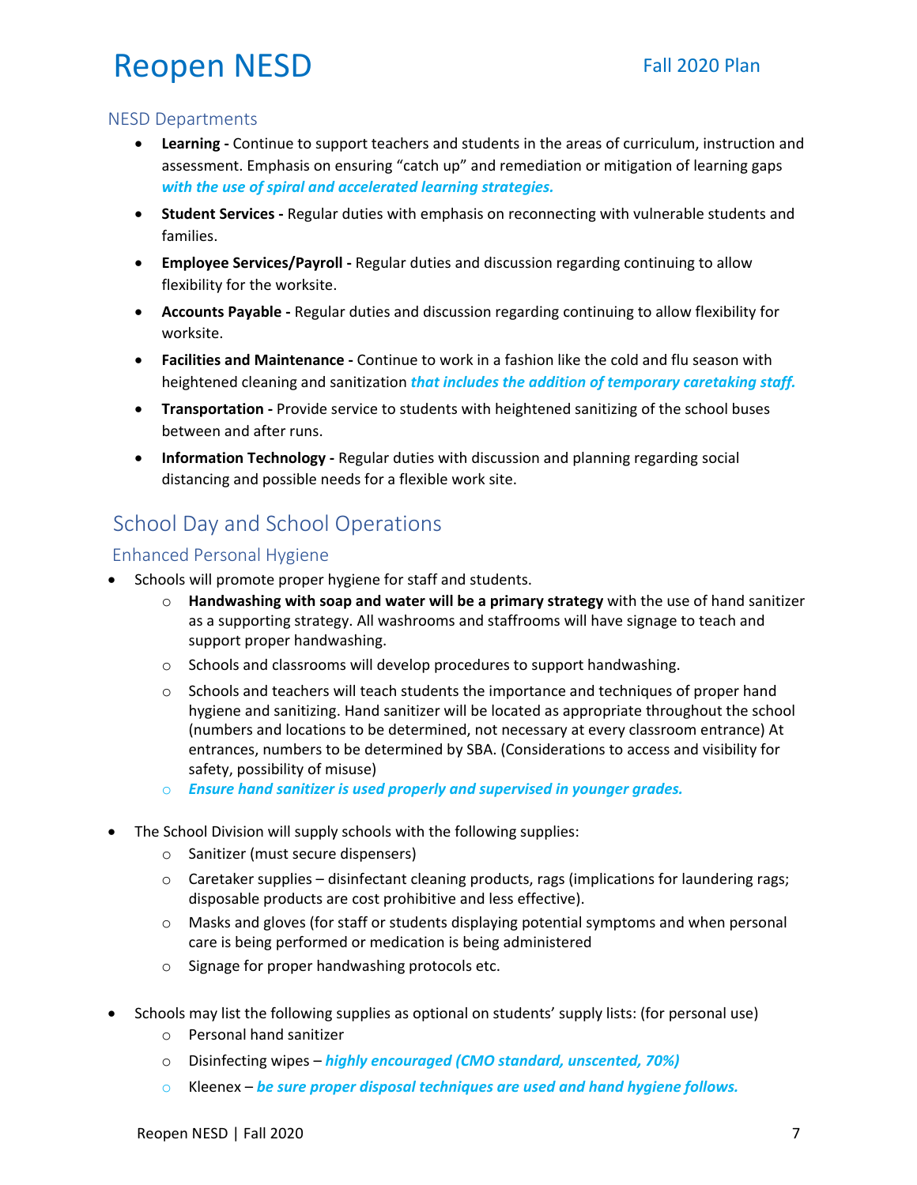### NESD Departments

- **Learning -** Continue to support teachers and students in the areas of curriculum, instruction and assessment. Emphasis on ensuring "catch up" and remediation or mitigation of learning gaps ***with the use of spiral and accelerated learning strategies.***
- **Student Services -** Regular duties with emphasis on reconnecting with vulnerable students and families.
- **Employee Services/Payroll -** Regular duties and discussion regarding continuing to allow flexibility for the worksite.
- **Accounts Payable -** Regular duties and discussion regarding continuing to allow flexibility for worksite.
- **Facilities and Maintenance -** Continue to work in a fashion like the cold and flu season with heightened cleaning and sanitization ***that includes the addition of temporary caretaking staff.***
- **Transportation -** Provide service to students with heightened sanitizing of the school buses between and after runs.
- **Information Technology -** Regular duties with discussion and planning regarding social distancing and possible needs for a flexible work site.

## School Day and School Operations

### Enhanced Personal Hygiene

- Schools will promote proper hygiene for staff and students.
  - **Handwashing with soap and water will be a primary strategy** with the use of hand sanitizer as a supporting strategy. All washrooms and staffrooms will have signage to teach and support proper handwashing.
  - Schools and classrooms will develop procedures to support handwashing.
  - Schools and teachers will teach students the importance and techniques of proper hand hygiene and sanitizing. Hand sanitizer will be located as appropriate throughout the school (numbers and locations to be determined, not necessary at every classroom entrance) At entrances, numbers to be determined by SBA. (Considerations to access and visibility for safety, possibility of misuse)
  - ***Ensure hand sanitizer is used properly and supervised in younger grades.***

- The School Division will supply schools with the following supplies:
  - Sanitizer (must secure dispensers)
  - Caretaker supplies – disinfectant cleaning products, rags (implications for laundering rags; disposable products are cost prohibitive and less effective).
  - Masks and gloves (for staff or students displaying potential symptoms and when personal care is being performed or medication is being administered
  - Signage for proper handwashing protocols etc.

- Schools may list the following supplies as optional on students' supply lists: (for personal use)
  - Personal hand sanitizer
  - Disinfecting wipes – ***highly encouraged (CMO standard, unscented, 70%)***
  - Kleenex – ***be sure proper disposal techniques are used and hand hygiene follows.***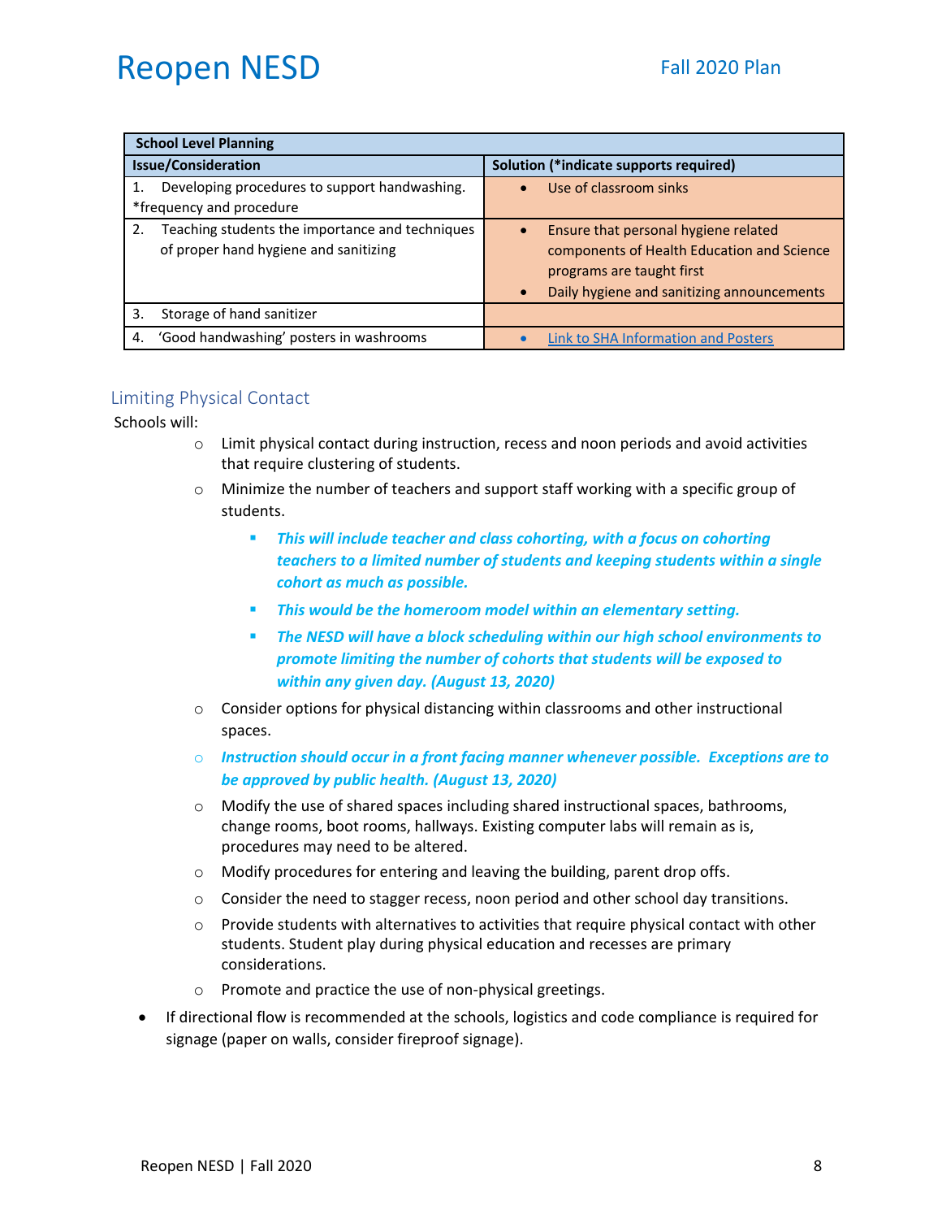| School Level Planning | |
|---|---|
| **Issue/Consideration** | **Solution (*indicate supports required)** |
| 1. Developing procedures to support handwashing. *frequency and procedure | • Use of classroom sinks |
| 2. Teaching students the importance and techniques of proper hand hygiene and sanitizing | • Ensure that personal hygiene related components of Health Education and Science programs are taught first<br>• Daily hygiene and sanitizing announcements |
| 3. Storage of hand sanitizer | |
| 4. 'Good handwashing' posters in washrooms | • Link to SHA Information and Posters |

## Limiting Physical Contact

Schools will:

- Limit physical contact during instruction, recess and noon periods and avoid activities that require clustering of students.
- Minimize the number of teachers and support staff working with a specific group of students.
    - ***This will include teacher and class cohorting, with a focus on cohorting teachers to a limited number of students and keeping students within a single cohort as much as possible.***
    - ***This would be the homeroom model within an elementary setting.***
    - ***The NESD will have a block scheduling within our high school environments to promote limiting the number of cohorts that students will be exposed to within any given day. (August 13, 2020)***
- Consider options for physical distancing within classrooms and other instructional spaces.
- ***Instruction should occur in a front facing manner whenever possible. Exceptions are to be approved by public health. (August 13, 2020)***
- Modify the use of shared spaces including shared instructional spaces, bathrooms, change rooms, boot rooms, hallways. Existing computer labs will remain as is, procedures may need to be altered.
- Modify procedures for entering and leaving the building, parent drop offs.
- Consider the need to stagger recess, noon period and other school day transitions.
- Provide students with alternatives to activities that require physical contact with other students. Student play during physical education and recesses are primary considerations.
- Promote and practice the use of non-physical greetings.

- If directional flow is recommended at the schools, logistics and code compliance is required for signage (paper on walls, consider fireproof signage).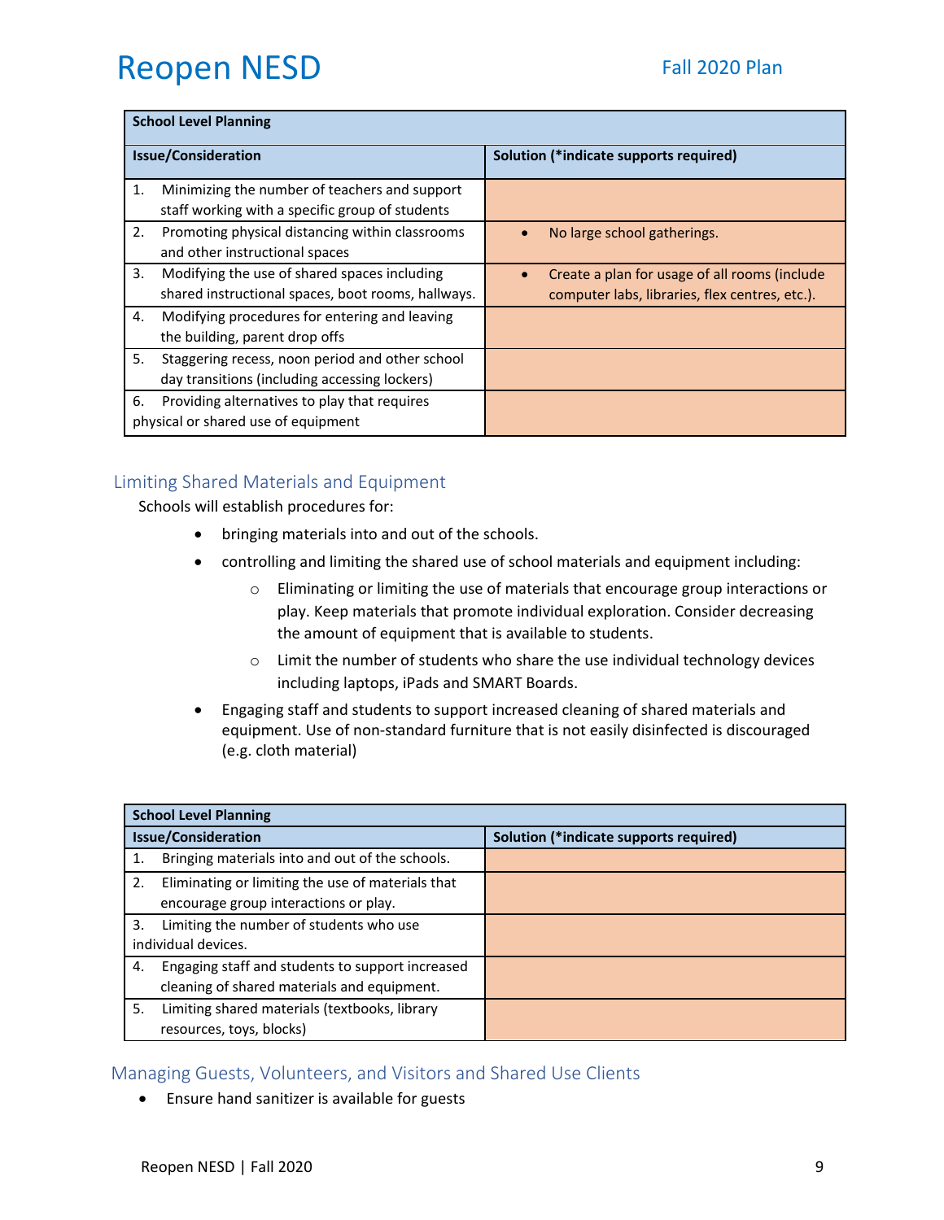| School Level Planning | |
|---|---|
| **Issue/Consideration** | **Solution (*indicate supports required)** |
| 1. Minimizing the number of teachers and support staff working with a specific group of students | |
| 2. Promoting physical distancing within classrooms and other instructional spaces | • No large school gatherings. |
| 3. Modifying the use of shared spaces including shared instructional spaces, boot rooms, hallways. | • Create a plan for usage of all rooms (include computer labs, libraries, flex centres, etc.). |
| 4. Modifying procedures for entering and leaving the building, parent drop offs | |
| 5. Staggering recess, noon period and other school day transitions (including accessing lockers) | |
| 6. Providing alternatives to play that requires physical or shared use of equipment | |

## Limiting Shared Materials and Equipment

Schools will establish procedures for:

- bringing materials into and out of the schools.
- controlling and limiting the shared use of school materials and equipment including:
  - Eliminating or limiting the use of materials that encourage group interactions or play. Keep materials that promote individual exploration. Consider decreasing the amount of equipment that is available to students.
  - Limit the number of students who share the use individual technology devices including laptops, iPads and SMART Boards.
- Engaging staff and students to support increased cleaning of shared materials and equipment. Use of non-standard furniture that is not easily disinfected is discouraged (e.g. cloth material)

| School Level Planning | |
|---|---|
| **Issue/Consideration** | **Solution (*indicate supports required)** |
| 1. Bringing materials into and out of the schools. | |
| 2. Eliminating or limiting the use of materials that encourage group interactions or play. | |
| 3. Limiting the number of students who use individual devices. | |
| 4. Engaging staff and students to support increased cleaning of shared materials and equipment. | |
| 5. Limiting shared materials (textbooks, library resources, toys, blocks) | |

## Managing Guests, Volunteers, and Visitors and Shared Use Clients

- Ensure hand sanitizer is available for guests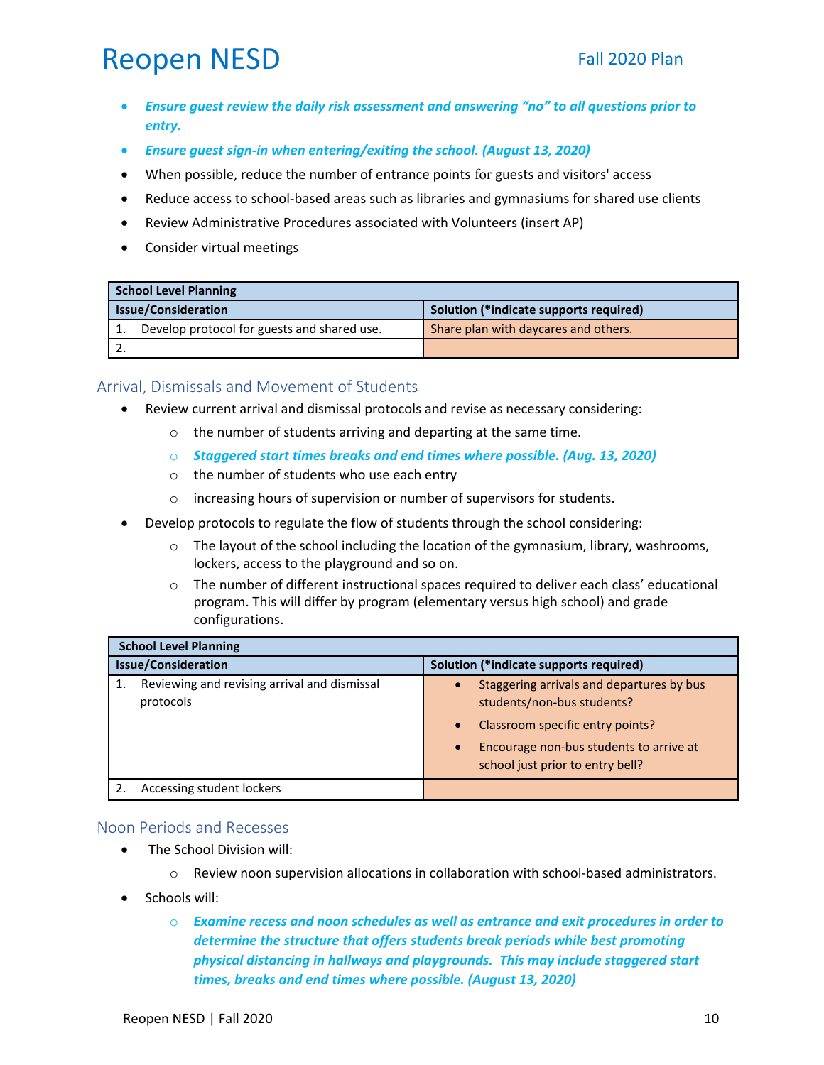- ***Ensure guest review the daily risk assessment and answering "no" to all questions prior to entry.***
- ***Ensure guest sign-in when entering/exiting the school. (August 13, 2020)***
- When possible, reduce the number of entrance points for guests and visitors' access
- Reduce access to school-based areas such as libraries and gymnasiums for shared use clients
- Review Administrative Procedures associated with Volunteers (insert AP)
- Consider virtual meetings

| School Level Planning | |
|---|---|
| **Issue/Consideration** | **Solution (*indicate supports required)** |
| 1. Develop protocol for guests and shared use. | Share plan with daycares and others. |
| 2. | |

## Arrival, Dismissals and Movement of Students

- Review current arrival and dismissal protocols and revise as necessary considering:
  - the number of students arriving and departing at the same time.
  - ***Staggered start times breaks and end times where possible. (Aug. 13, 2020)***
  - the number of students who use each entry
  - increasing hours of supervision or number of supervisors for students.
- Develop protocols to regulate the flow of students through the school considering:
  - The layout of the school including the location of the gymnasium, library, washrooms, lockers, access to the playground and so on.
  - The number of different instructional spaces required to deliver each class' educational program. This will differ by program (elementary versus high school) and grade configurations.

| School Level Planning | |
|---|---|
| **Issue/Consideration** | **Solution (*indicate supports required)** |
| 1. Reviewing and revising arrival and dismissal protocols | • Staggering arrivals and departures by bus students/non-bus students?<br>• Classroom specific entry points?<br>• Encourage non-bus students to arrive at school just prior to entry bell? |
| 2. Accessing student lockers | |

## Noon Periods and Recesses

- The School Division will:
  - Review noon supervision allocations in collaboration with school-based administrators.
- Schools will:
  - ***Examine recess and noon schedules as well as entrance and exit procedures in order to determine the structure that offers students break periods while best promoting physical distancing in hallways and playgrounds. This may include staggered start times, breaks and end times where possible. (August 13, 2020)***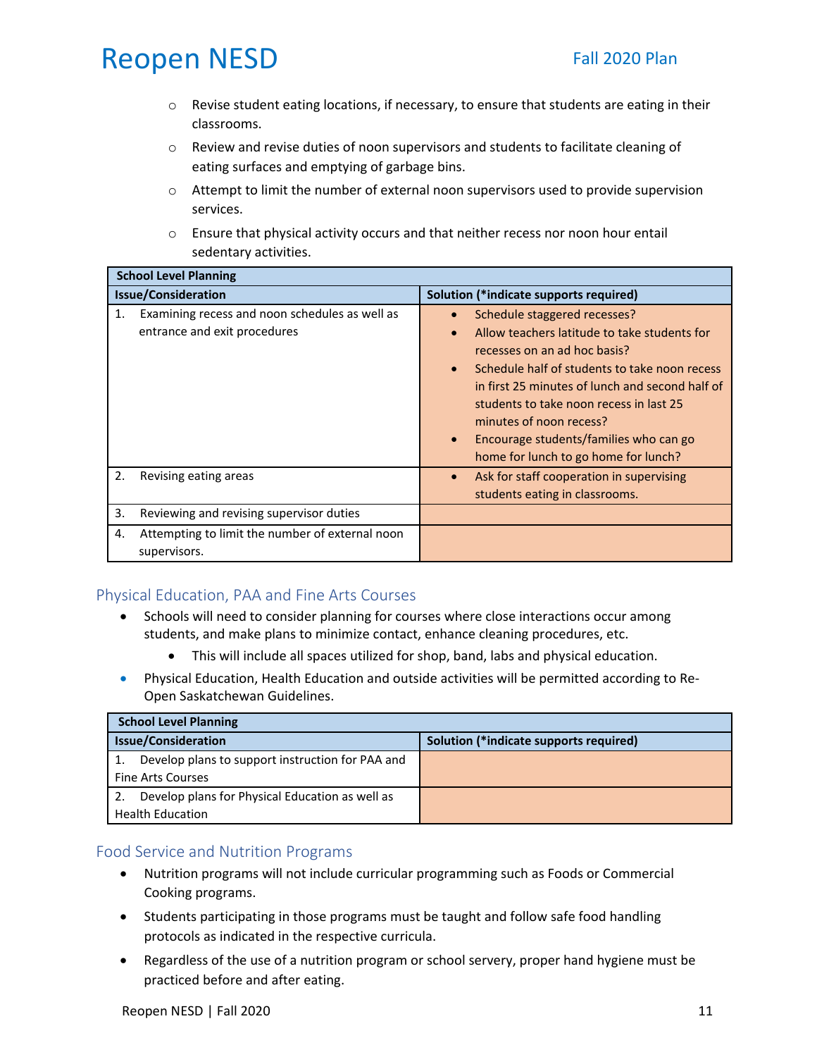- Revise student eating locations, if necessary, to ensure that students are eating in their classrooms.
- Review and revise duties of noon supervisors and students to facilitate cleaning of eating surfaces and emptying of garbage bins.
- Attempt to limit the number of external noon supervisors used to provide supervision services.
- Ensure that physical activity occurs and that neither recess nor noon hour entail sedentary activities.

| School Level Planning | |
|---|---|
| **Issue/Consideration** | **Solution (*indicate supports required)** |
| 1. Examining recess and noon schedules as well as entrance and exit procedures | • Schedule staggered recesses?<br>• Allow teachers latitude to take students for recesses on an ad hoc basis?<br>• Schedule half of students to take noon recess in first 25 minutes of lunch and second half of students to take noon recess in last 25 minutes of noon recess?<br>• Encourage students/families who can go home for lunch to go home for lunch? |
| 2. Revising eating areas | • Ask for staff cooperation in supervising students eating in classrooms. |
| 3. Reviewing and revising supervisor duties | |
| 4. Attempting to limit the number of external noon supervisors. | |

## Physical Education, PAA and Fine Arts Courses

- Schools will need to consider planning for courses where close interactions occur among students, and make plans to minimize contact, enhance cleaning procedures, etc.
  - This will include all spaces utilized for shop, band, labs and physical education.
- Physical Education, Health Education and outside activities will be permitted according to Re-Open Saskatchewan Guidelines.

| School Level Planning | |
|---|---|
| **Issue/Consideration** | **Solution (*indicate supports required)** |
| 1. Develop plans to support instruction for PAA and Fine Arts Courses | |
| 2. Develop plans for Physical Education as well as Health Education | |

## Food Service and Nutrition Programs

- Nutrition programs will not include curricular programming such as Foods or Commercial Cooking programs.
- Students participating in those programs must be taught and follow safe food handling protocols as indicated in the respective curricula.
- Regardless of the use of a nutrition program or school servery, proper hand hygiene must be practiced before and after eating.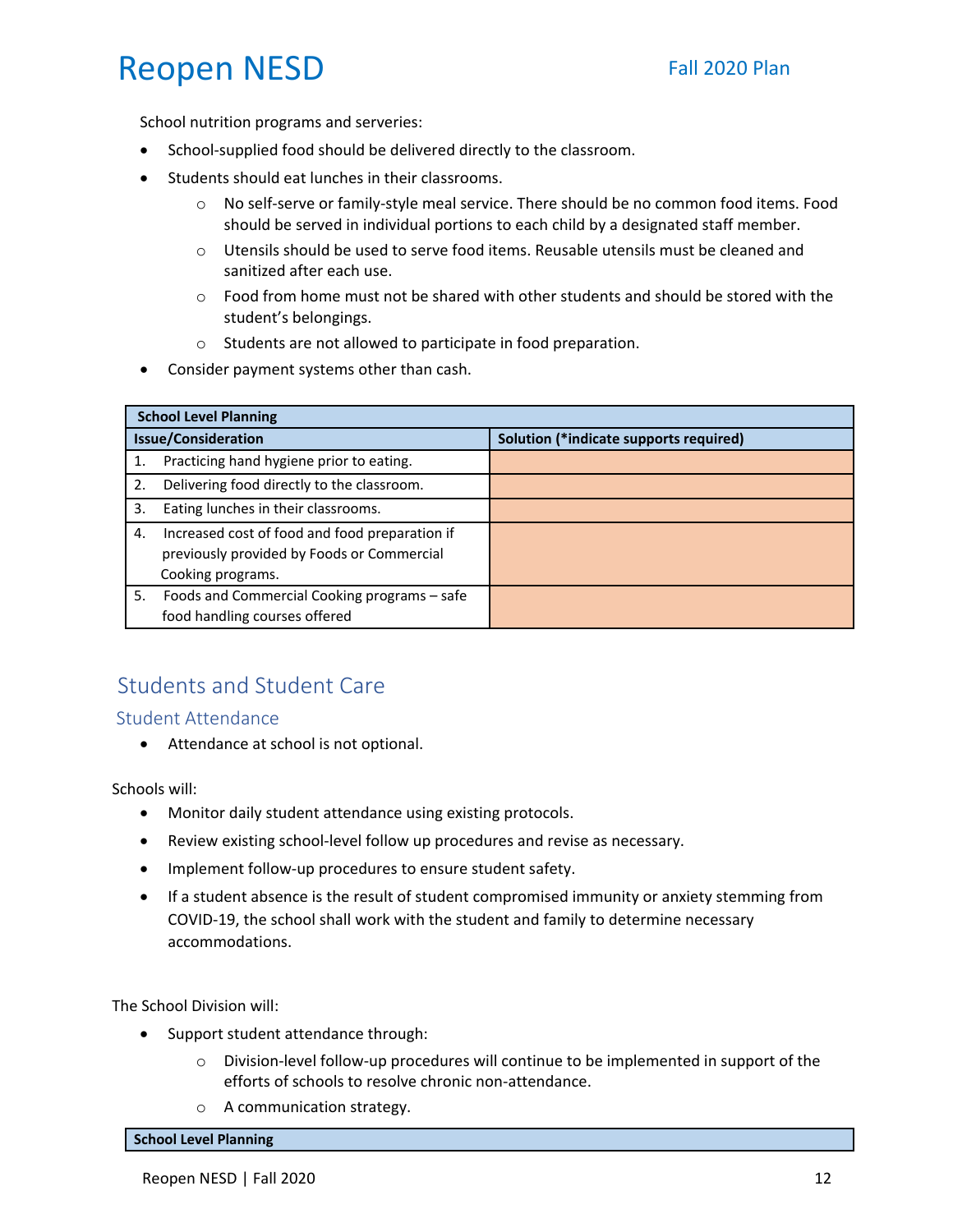School nutrition programs and serveries:

- School-supplied food should be delivered directly to the classroom.
- Students should eat lunches in their classrooms.
  - No self-serve or family-style meal service. There should be no common food items. Food should be served in individual portions to each child by a designated staff member.
  - Utensils should be used to serve food items. Reusable utensils must be cleaned and sanitized after each use.
  - Food from home must not be shared with other students and should be stored with the student's belongings.
  - Students are not allowed to participate in food preparation.
- Consider payment systems other than cash.

| **School Level Planning** | |
|---|---|
| **Issue/Consideration** | **Solution (*indicate supports required)** |
| 1. Practicing hand hygiene prior to eating. | |
| 2. Delivering food directly to the classroom. | |
| 3. Eating lunches in their classrooms. | |
| 4. Increased cost of food and food preparation if previously provided by Foods or Commercial Cooking programs. | |
| 5. Foods and Commercial Cooking programs – safe food handling courses offered | |

## Students and Student Care

### Student Attendance

- Attendance at school is not optional.

Schools will:

- Monitor daily student attendance using existing protocols.
- Review existing school-level follow up procedures and revise as necessary.
- Implement follow-up procedures to ensure student safety.
- If a student absence is the result of student compromised immunity or anxiety stemming from COVID-19, the school shall work with the student and family to determine necessary accommodations.

The School Division will:

- Support student attendance through:
  - Division-level follow-up procedures will continue to be implemented in support of the efforts of schools to resolve chronic non-attendance.
  - A communication strategy.

| **School Level Planning** |
|---|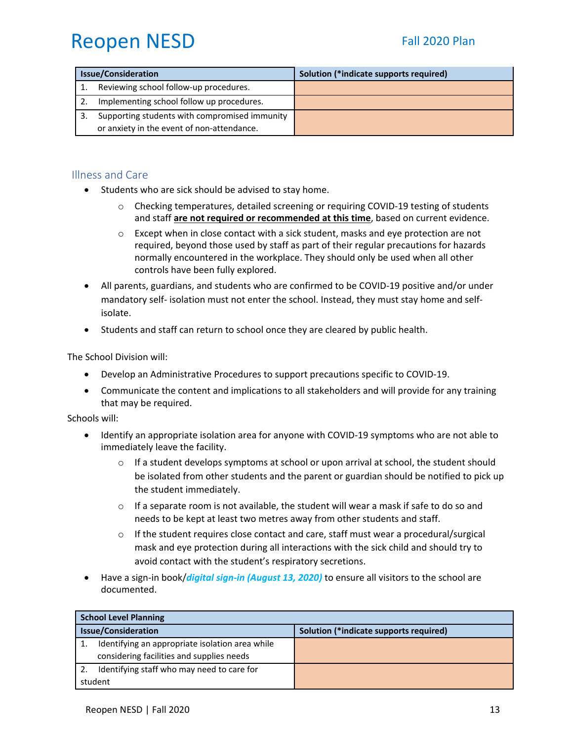| Issue/Consideration | Solution (*indicate supports required) |
| --- | --- |
| 1. Reviewing school follow-up procedures. | |
| 2. Implementing school follow up procedures. | |
| 3. Supporting students with compromised immunity or anxiety in the event of non-attendance. | |

## Illness and Care

- Students who are sick should be advised to stay home.
  - Checking temperatures, detailed screening or requiring COVID-19 testing of students and staff **are not required or recommended at this time**, based on current evidence.
  - Except when in close contact with a sick student, masks and eye protection are not required, beyond those used by staff as part of their regular precautions for hazards normally encountered in the workplace. They should only be used when all other controls have been fully explored.
- All parents, guardians, and students who are confirmed to be COVID-19 positive and/or under mandatory self- isolation must not enter the school. Instead, they must stay home and self-isolate.
- Students and staff can return to school once they are cleared by public health.

The School Division will:

- Develop an Administrative Procedures to support precautions specific to COVID-19.
- Communicate the content and implications to all stakeholders and will provide for any training that may be required.

Schools will:

- Identify an appropriate isolation area for anyone with COVID-19 symptoms who are not able to immediately leave the facility.
  - If a student develops symptoms at school or upon arrival at school, the student should be isolated from other students and the parent or guardian should be notified to pick up the student immediately.
  - If a separate room is not available, the student will wear a mask if safe to do so and needs to be kept at least two metres away from other students and staff.
  - If the student requires close contact and care, staff must wear a procedural/surgical mask and eye protection during all interactions with the sick child and should try to avoid contact with the student's respiratory secretions.
- Have a sign-in book/***digital sign-in (August 13, 2020)*** to ensure all visitors to the school are documented.

| School Level Planning | |
| --- | --- |
| **Issue/Consideration** | **Solution (*indicate supports required)** |
| 1. Identifying an appropriate isolation area while considering facilities and supplies needs | |
| 2. Identifying staff who may need to care for student | |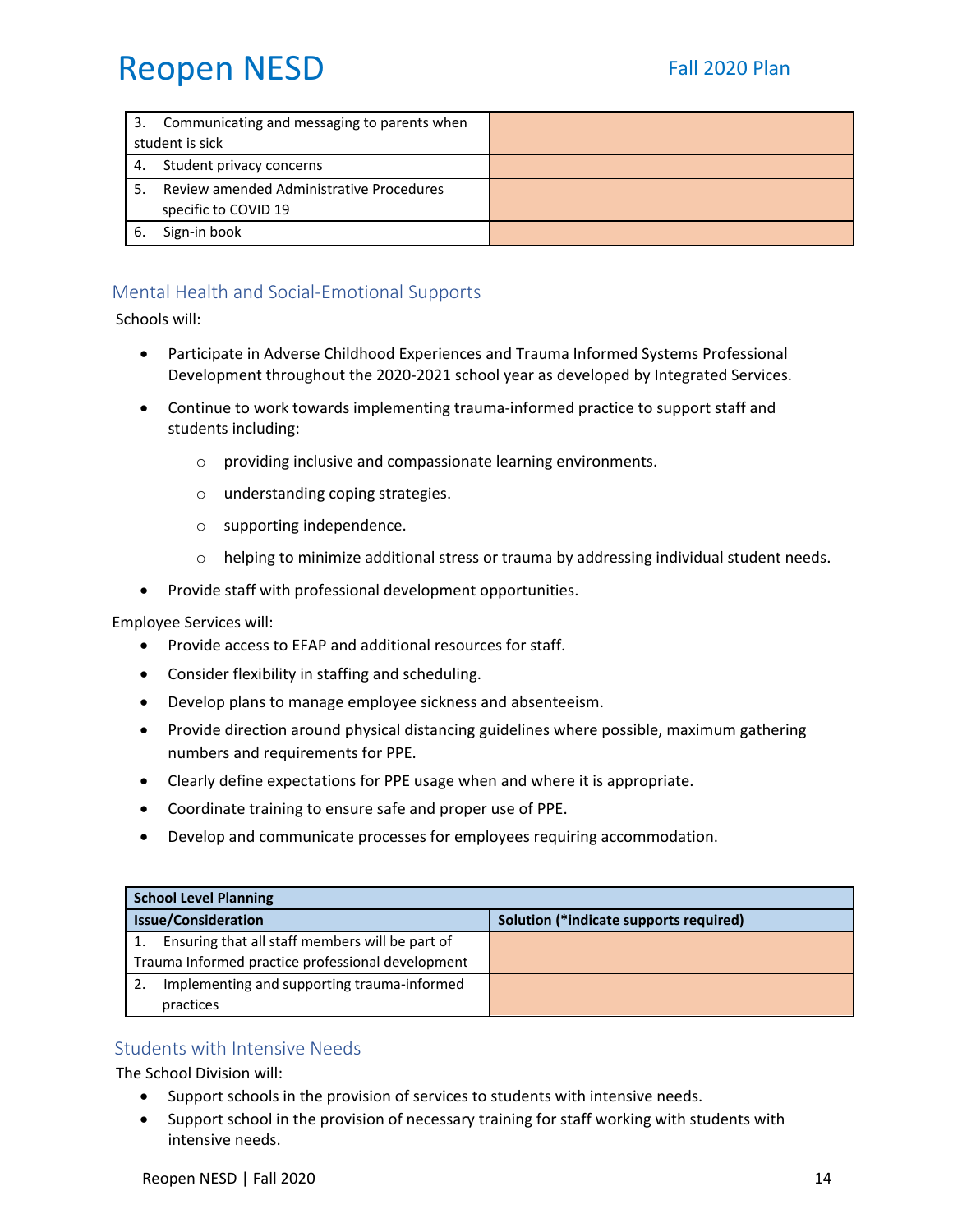| | |
|---|---|
| 3. Communicating and messaging to parents when student is sick | |
| 4. Student privacy concerns | |
| 5. Review amended Administrative Procedures specific to COVID 19 | |
| 6. Sign-in book | |

## Mental Health and Social-Emotional Supports

Schools will:

- Participate in Adverse Childhood Experiences and Trauma Informed Systems Professional Development throughout the 2020-2021 school year as developed by Integrated Services.
- Continue to work towards implementing trauma-informed practice to support staff and students including:
  - providing inclusive and compassionate learning environments.
  - understanding coping strategies.
  - supporting independence.
  - helping to minimize additional stress or trauma by addressing individual student needs.
- Provide staff with professional development opportunities.

Employee Services will:

- Provide access to EFAP and additional resources for staff.
- Consider flexibility in staffing and scheduling.
- Develop plans to manage employee sickness and absenteeism.
- Provide direction around physical distancing guidelines where possible, maximum gathering numbers and requirements for PPE.
- Clearly define expectations for PPE usage when and where it is appropriate.
- Coordinate training to ensure safe and proper use of PPE.
- Develop and communicate processes for employees requiring accommodation.

| **School Level Planning** | |
|---|---|
| **Issue/Consideration** | **Solution (*indicate supports required)** |
| 1. Ensuring that all staff members will be part of Trauma Informed practice professional development | |
| 2. Implementing and supporting trauma-informed practices | |

## Students with Intensive Needs

The School Division will:

- Support schools in the provision of services to students with intensive needs.
- Support school in the provision of necessary training for staff working with students with intensive needs.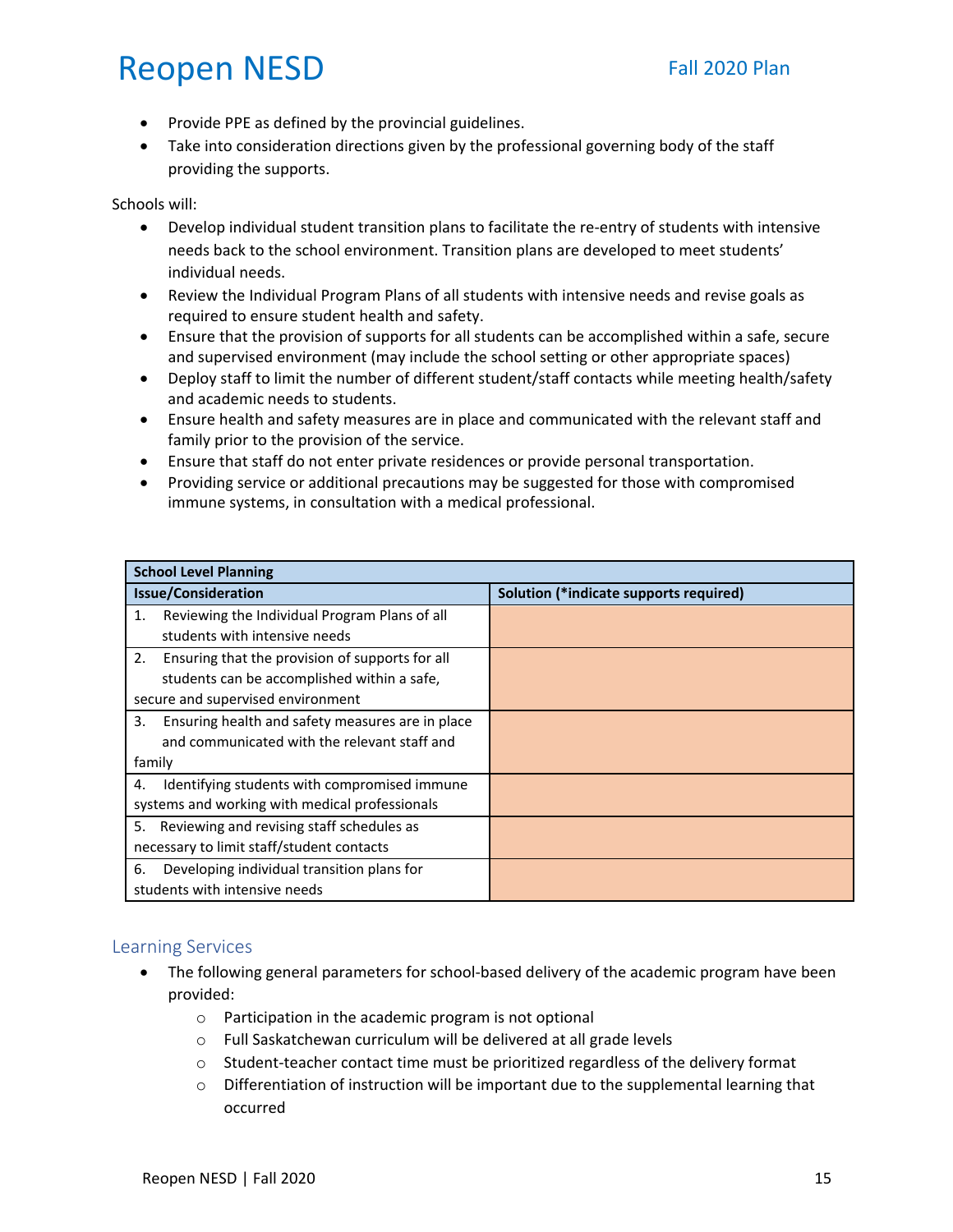- Provide PPE as defined by the provincial guidelines.
- Take into consideration directions given by the professional governing body of the staff providing the supports.

Schools will:

- Develop individual student transition plans to facilitate the re-entry of students with intensive needs back to the school environment. Transition plans are developed to meet students' individual needs.
- Review the Individual Program Plans of all students with intensive needs and revise goals as required to ensure student health and safety.
- Ensure that the provision of supports for all students can be accomplished within a safe, secure and supervised environment (may include the school setting or other appropriate spaces)
- Deploy staff to limit the number of different student/staff contacts while meeting health/safety and academic needs to students.
- Ensure health and safety measures are in place and communicated with the relevant staff and family prior to the provision of the service.
- Ensure that staff do not enter private residences or provide personal transportation.
- Providing service or additional precautions may be suggested for those with compromised immune systems, in consultation with a medical professional.

| **School Level Planning** | |
|---|---|
| **Issue/Consideration** | **Solution (*indicate supports required)** |
| 1. Reviewing the Individual Program Plans of all students with intensive needs | |
| 2. Ensuring that the provision of supports for all students can be accomplished within a safe, secure and supervised environment | |
| 3. Ensuring health and safety measures are in place and communicated with the relevant staff and family | |
| 4. Identifying students with compromised immune systems and working with medical professionals | |
| 5. Reviewing and revising staff schedules as necessary to limit staff/student contacts | |
| 6. Developing individual transition plans for students with intensive needs | |

## Learning Services

- The following general parameters for school-based delivery of the academic program have been provided:
  - Participation in the academic program is not optional
  - Full Saskatchewan curriculum will be delivered at all grade levels
  - Student-teacher contact time must be prioritized regardless of the delivery format
  - Differentiation of instruction will be important due to the supplemental learning that occurred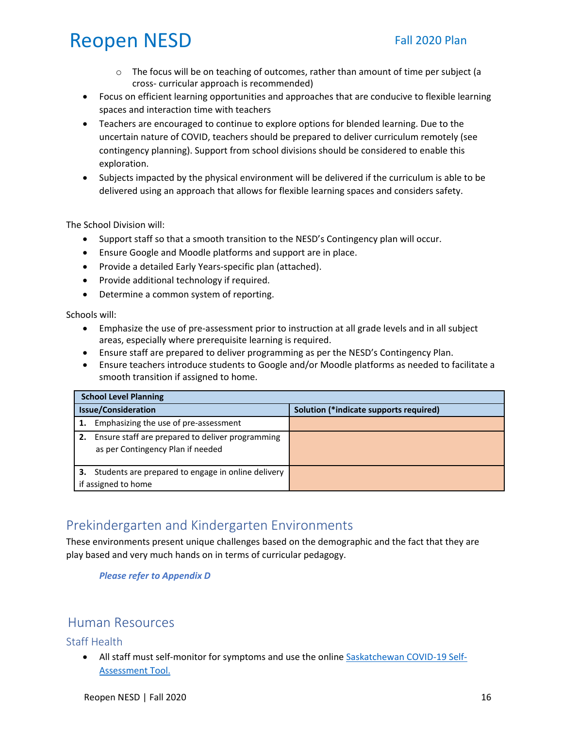- The focus will be on teaching of outcomes, rather than amount of time per subject (a cross- curricular approach is recommended)
- Focus on efficient learning opportunities and approaches that are conducive to flexible learning spaces and interaction time with teachers
- Teachers are encouraged to continue to explore options for blended learning. Due to the uncertain nature of COVID, teachers should be prepared to deliver curriculum remotely (see contingency planning). Support from school divisions should be considered to enable this exploration.
- Subjects impacted by the physical environment will be delivered if the curriculum is able to be delivered using an approach that allows for flexible learning spaces and considers safety.

The School Division will:

- Support staff so that a smooth transition to the NESD's Contingency plan will occur.
- Ensure Google and Moodle platforms and support are in place.
- Provide a detailed Early Years-specific plan (attached).
- Provide additional technology if required.
- Determine a common system of reporting.

Schools will:

- Emphasize the use of pre-assessment prior to instruction at all grade levels and in all subject areas, especially where prerequisite learning is required.
- Ensure staff are prepared to deliver programming as per the NESD's Contingency Plan.
- Ensure teachers introduce students to Google and/or Moodle platforms as needed to facilitate a smooth transition if assigned to home.

| **School Level Planning** | |
|---|---|
| **Issue/Consideration** | **Solution (*indicate supports required)** |
| **1.** Emphasizing the use of pre-assessment | |
| **2.** Ensure staff are prepared to deliver programming as per Contingency Plan if needed | |
| **3.** Students are prepared to engage in online delivery if assigned to home | |

## Prekindergarten and Kindergarten Environments

These environments present unique challenges based on the demographic and the fact that they are play based and very much hands on in terms of curricular pedagogy.

***Please refer to Appendix D***

## Human Resources

### Staff Health

- All staff must self-monitor for symptoms and use the online Saskatchewan COVID-19 Self-Assessment Tool.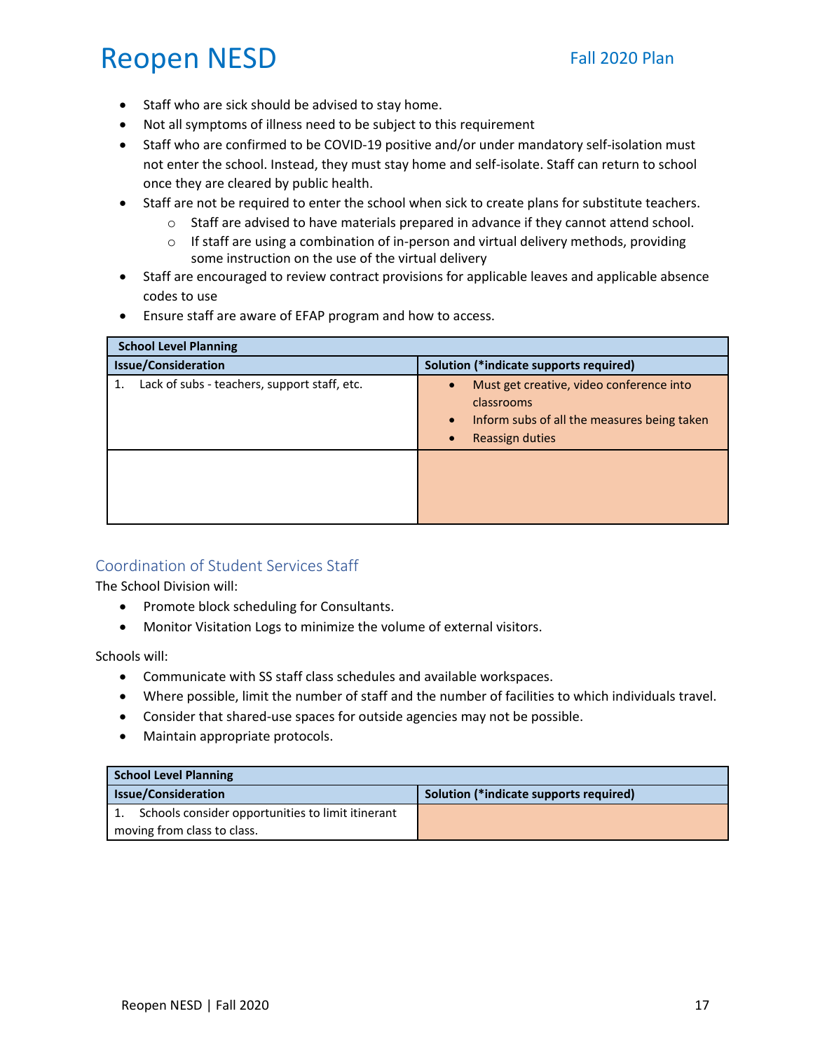- Staff who are sick should be advised to stay home.
- Not all symptoms of illness need to be subject to this requirement
- Staff who are confirmed to be COVID-19 positive and/or under mandatory self-isolation must not enter the school. Instead, they must stay home and self-isolate. Staff can return to school once they are cleared by public health.
- Staff are not be required to enter the school when sick to create plans for substitute teachers.
  - Staff are advised to have materials prepared in advance if they cannot attend school.
  - If staff are using a combination of in-person and virtual delivery methods, providing some instruction on the use of the virtual delivery
- Staff are encouraged to review contract provisions for applicable leaves and applicable absence codes to use
- Ensure staff are aware of EFAP program and how to access.

| **School Level Planning** | |
|---|---|
| **Issue/Consideration** | **Solution (*indicate supports required)** |
| 1. Lack of subs - teachers, support staff, etc. | • Must get creative, video conference into classrooms<br>• Inform subs of all the measures being taken<br>• Reassign duties |
| | |

## Coordination of Student Services Staff

The School Division will:

- Promote block scheduling for Consultants.
- Monitor Visitation Logs to minimize the volume of external visitors.

Schools will:

- Communicate with SS staff class schedules and available workspaces.
- Where possible, limit the number of staff and the number of facilities to which individuals travel.
- Consider that shared-use spaces for outside agencies may not be possible.
- Maintain appropriate protocols.

| **School Level Planning** | |
|---|---|
| **Issue/Consideration** | **Solution (*indicate supports required)** |
| 1. Schools consider opportunities to limit itinerant moving from class to class. | |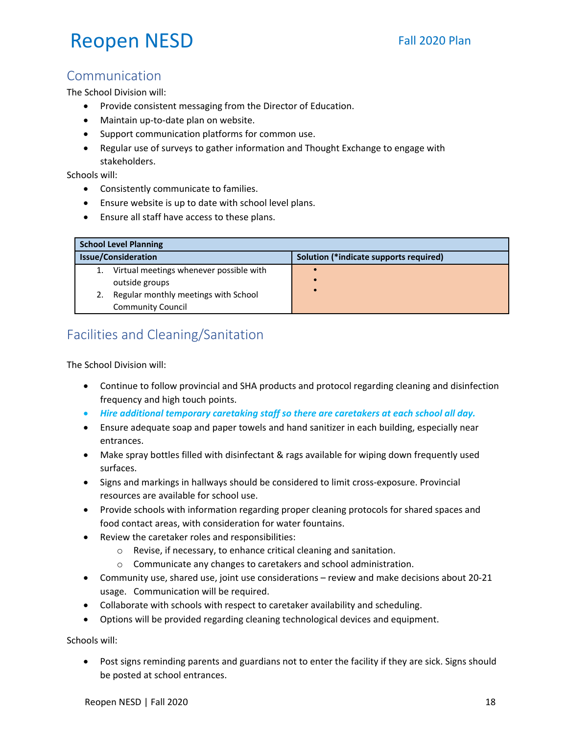## Communication

The School Division will:

- Provide consistent messaging from the Director of Education.
- Maintain up-to-date plan on website.
- Support communication platforms for common use.
- Regular use of surveys to gather information and Thought Exchange to engage with stakeholders.

Schools will:

- Consistently communicate to families.
- Ensure website is up to date with school level plans.
- Ensure all staff have access to these plans.

| School Level Planning | |
|---|---|
| **Issue/Consideration** | **Solution (*indicate supports required)** |
| 1. Virtual meetings whenever possible with outside groups<br>2. Regular monthly meetings with School Community Council | •<br>•<br>• |

## Facilities and Cleaning/Sanitation

The School Division will:

- Continue to follow provincial and SHA products and protocol regarding cleaning and disinfection frequency and high touch points.
- ***Hire additional temporary caretaking staff so there are caretakers at each school all day.***
- Ensure adequate soap and paper towels and hand sanitizer in each building, especially near entrances.
- Make spray bottles filled with disinfectant & rags available for wiping down frequently used surfaces.
- Signs and markings in hallways should be considered to limit cross-exposure. Provincial resources are available for school use.
- Provide schools with information regarding proper cleaning protocols for shared spaces and food contact areas, with consideration for water fountains.
- Review the caretaker roles and responsibilities:
  - Revise, if necessary, to enhance critical cleaning and sanitation.
  - Communicate any changes to caretakers and school administration.
- Community use, shared use, joint use considerations – review and make decisions about 20-21 usage. Communication will be required.
- Collaborate with schools with respect to caretaker availability and scheduling.
- Options will be provided regarding cleaning technological devices and equipment.

Schools will:

- Post signs reminding parents and guardians not to enter the facility if they are sick. Signs should be posted at school entrances.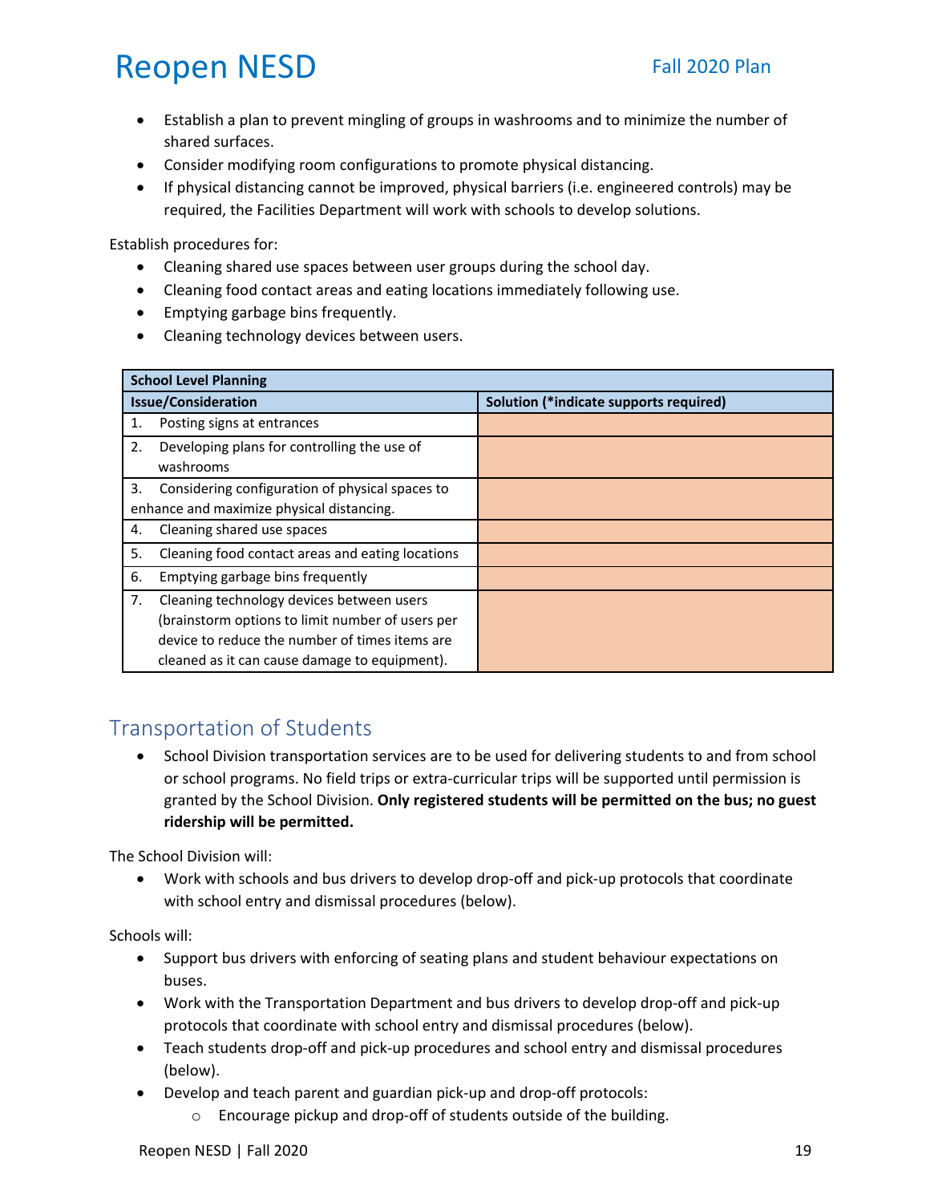- Establish a plan to prevent mingling of groups in washrooms and to minimize the number of shared surfaces.
- Consider modifying room configurations to promote physical distancing.
- If physical distancing cannot be improved, physical barriers (i.e. engineered controls) may be required, the Facilities Department will work with schools to develop solutions.

Establish procedures for:

- Cleaning shared use spaces between user groups during the school day.
- Cleaning food contact areas and eating locations immediately following use.
- Emptying garbage bins frequently.
- Cleaning technology devices between users.

| **School Level Planning** | |
|---|---|
| **Issue/Consideration** | **Solution (*indicate supports required)** |
| 1. Posting signs at entrances | |
| 2. Developing plans for controlling the use of washrooms | |
| 3. Considering configuration of physical spaces to enhance and maximize physical distancing. | |
| 4. Cleaning shared use spaces | |
| 5. Cleaning food contact areas and eating locations | |
| 6. Emptying garbage bins frequently | |
| 7. Cleaning technology devices between users (brainstorm options to limit number of users per device to reduce the number of times items are cleaned as it can cause damage to equipment). | |

## Transportation of Students

- School Division transportation services are to be used for delivering students to and from school or school programs. No field trips or extra-curricular trips will be supported until permission is granted by the School Division. **Only registered students will be permitted on the bus; no guest ridership will be permitted.**

The School Division will:

- Work with schools and bus drivers to develop drop-off and pick-up protocols that coordinate with school entry and dismissal procedures (below).

Schools will:

- Support bus drivers with enforcing of seating plans and student behaviour expectations on buses.
- Work with the Transportation Department and bus drivers to develop drop-off and pick-up protocols that coordinate with school entry and dismissal procedures (below).
- Teach students drop-off and pick-up procedures and school entry and dismissal procedures (below).
- Develop and teach parent and guardian pick-up and drop-off protocols:
  - Encourage pickup and drop-off of students outside of the building.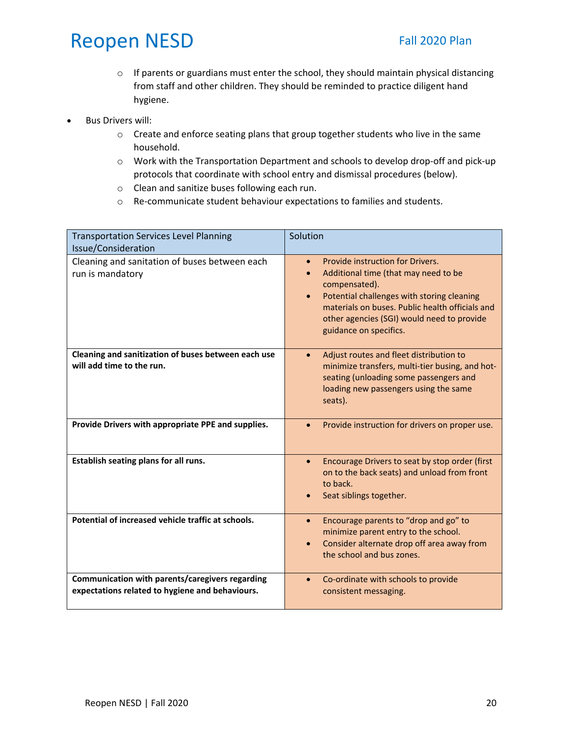- If parents or guardians must enter the school, they should maintain physical distancing from staff and other children. They should be reminded to practice diligent hand hygiene.

- Bus Drivers will:
  - Create and enforce seating plans that group together students who live in the same household.
  - Work with the Transportation Department and schools to develop drop-off and pick-up protocols that coordinate with school entry and dismissal procedures (below).
  - Clean and sanitize buses following each run.
  - Re-communicate student behaviour expectations to families and students.

| Transportation Services Level Planning Issue/Consideration | Solution |
|---|---|
| Cleaning and sanitation of buses between each run is mandatory | • Provide instruction for Drivers.<br>• Additional time (that may need to be compensated).<br>• Potential challenges with storing cleaning materials on buses. Public health officials and other agencies (SGI) would need to provide guidance on specifics. |
| **Cleaning and sanitization of buses between each use will add time to the run.** | • Adjust routes and fleet distribution to minimize transfers, multi-tier busing, and hot-seating (unloading some passengers and loading new passengers using the same seats). |
| **Provide Drivers with appropriate PPE and supplies.** | • Provide instruction for drivers on proper use. |
| **Establish seating plans for all runs.** | • Encourage Drivers to seat by stop order (first on to the back seats) and unload from front to back.<br>• Seat siblings together. |
| **Potential of increased vehicle traffic at schools.** | • Encourage parents to "drop and go" to minimize parent entry to the school.<br>• Consider alternate drop off area away from the school and bus zones. |
| **Communication with parents/caregivers regarding expectations related to hygiene and behaviours.** | • Co-ordinate with schools to provide consistent messaging. |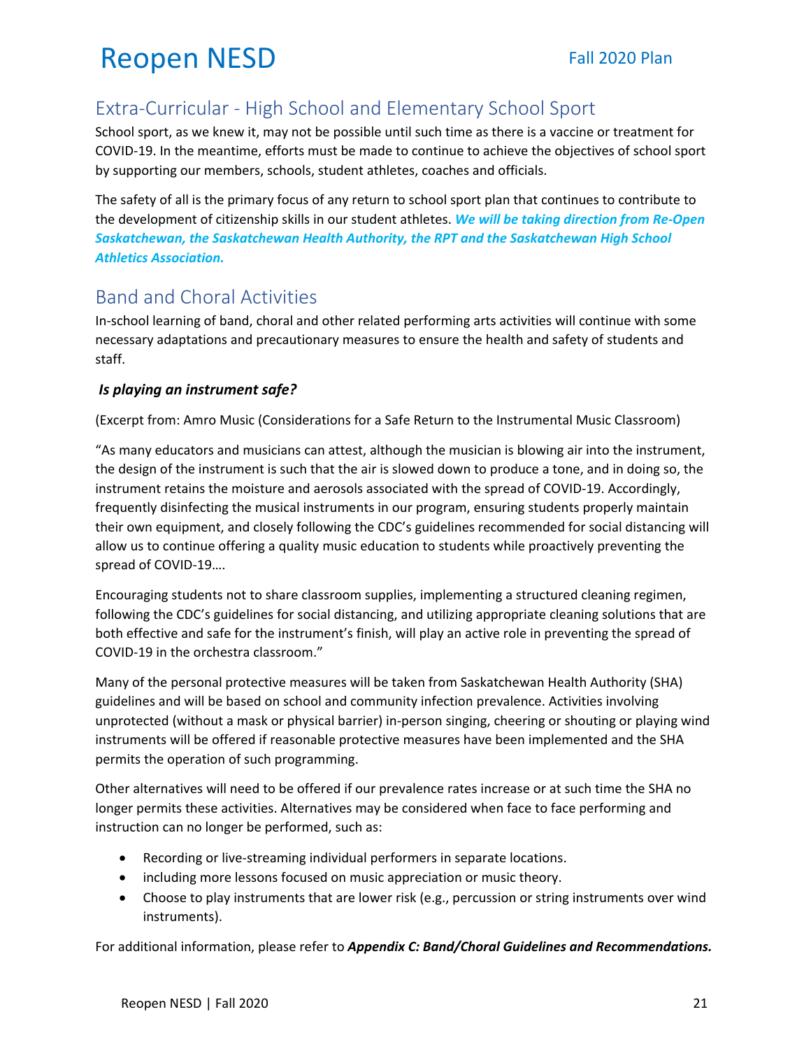## Extra-Curricular - High School and Elementary School Sport

School sport, as we knew it, may not be possible until such time as there is a vaccine or treatment for COVID-19. In the meantime, efforts must be made to continue to achieve the objectives of school sport by supporting our members, schools, student athletes, coaches and officials.

The safety of all is the primary focus of any return to school sport plan that continues to contribute to the development of citizenship skills in our student athletes. ***We will be taking direction from Re-Open Saskatchewan, the Saskatchewan Health Authority, the RPT and the Saskatchewan High School Athletics Association.***

## Band and Choral Activities

In-school learning of band, choral and other related performing arts activities will continue with some necessary adaptations and precautionary measures to ensure the health and safety of students and staff.

***Is playing an instrument safe?***

(Excerpt from: Amro Music (Considerations for a Safe Return to the Instrumental Music Classroom)

"As many educators and musicians can attest, although the musician is blowing air into the instrument, the design of the instrument is such that the air is slowed down to produce a tone, and in doing so, the instrument retains the moisture and aerosols associated with the spread of COVID-19. Accordingly, frequently disinfecting the musical instruments in our program, ensuring students properly maintain their own equipment, and closely following the CDC's guidelines recommended for social distancing will allow us to continue offering a quality music education to students while proactively preventing the spread of COVID-19….

Encouraging students not to share classroom supplies, implementing a structured cleaning regimen, following the CDC's guidelines for social distancing, and utilizing appropriate cleaning solutions that are both effective and safe for the instrument's finish, will play an active role in preventing the spread of COVID-19 in the orchestra classroom."

Many of the personal protective measures will be taken from Saskatchewan Health Authority (SHA) guidelines and will be based on school and community infection prevalence. Activities involving unprotected (without a mask or physical barrier) in-person singing, cheering or shouting or playing wind instruments will be offered if reasonable protective measures have been implemented and the SHA permits the operation of such programming.

Other alternatives will need to be offered if our prevalence rates increase or at such time the SHA no longer permits these activities. Alternatives may be considered when face to face performing and instruction can no longer be performed, such as:

- Recording or live-streaming individual performers in separate locations.
- including more lessons focused on music appreciation or music theory.
- Choose to play instruments that are lower risk (e.g., percussion or string instruments over wind instruments).

For additional information, please refer to ***Appendix C: Band/Choral Guidelines and Recommendations.***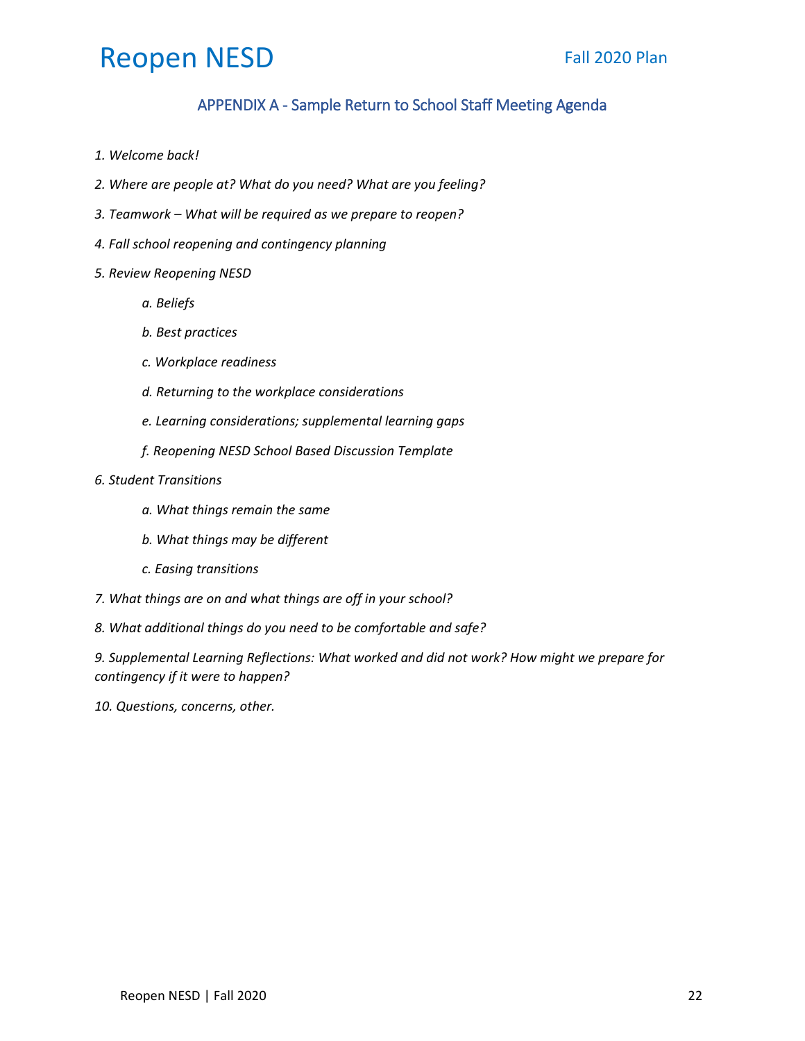## APPENDIX A - Sample Return to School Staff Meeting Agenda

*1. Welcome back!*

*2. Where are people at? What do you need? What are you feeling?*

*3. Teamwork – What will be required as we prepare to reopen?*

*4. Fall school reopening and contingency planning*

*5. Review Reopening NESD*

- *a. Beliefs*
- *b. Best practices*
- *c. Workplace readiness*
- *d. Returning to the workplace considerations*
- *e. Learning considerations; supplemental learning gaps*
- *f. Reopening NESD School Based Discussion Template*

*6. Student Transitions*

- *a. What things remain the same*
- *b. What things may be different*
- *c. Easing transitions*

*7. What things are on and what things are off in your school?*

*8. What additional things do you need to be comfortable and safe?*

*9. Supplemental Learning Reflections: What worked and did not work? How might we prepare for contingency if it were to happen?*

*10. Questions, concerns, other.*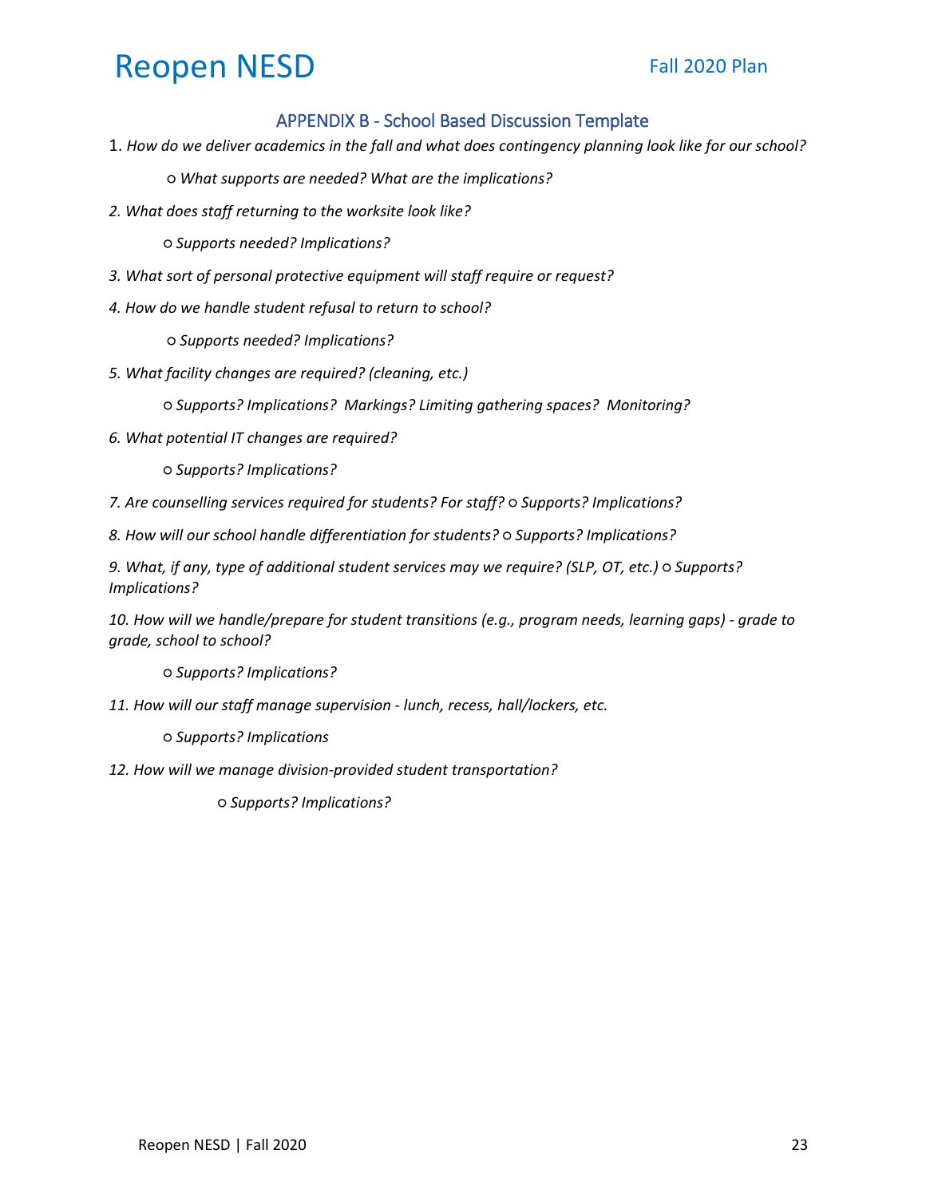## APPENDIX B - School Based Discussion Template

1. *How do we deliver academics in the fall and what does contingency planning look like for our school?*
   - *What supports are needed? What are the implications?*
2. *What does staff returning to the worksite look like?*
   - *Supports needed? Implications?*
3. *What sort of personal protective equipment will staff require or request?*
4. *How do we handle student refusal to return to school?*
   - *Supports needed? Implications?*
5. *What facility changes are required? (cleaning, etc.)*
   - *Supports? Implications? Markings? Limiting gathering spaces? Monitoring?*
6. *What potential IT changes are required?*
   - *Supports? Implications?*
7. *Are counselling services required for students? For staff?* ○ *Supports? Implications?*
8. *How will our school handle differentiation for students?* ○ *Supports? Implications?*
9. *What, if any, type of additional student services may we require? (SLP, OT, etc.)* ○ *Supports? Implications?*
10. *How will we handle/prepare for student transitions (e.g., program needs, learning gaps) - grade to grade, school to school?*
    - *Supports? Implications?*
11. *How will our staff manage supervision - lunch, recess, hall/lockers, etc.*
    - *Supports? Implications*
12. *How will we manage division-provided student transportation?*
    - *Supports? Implications?*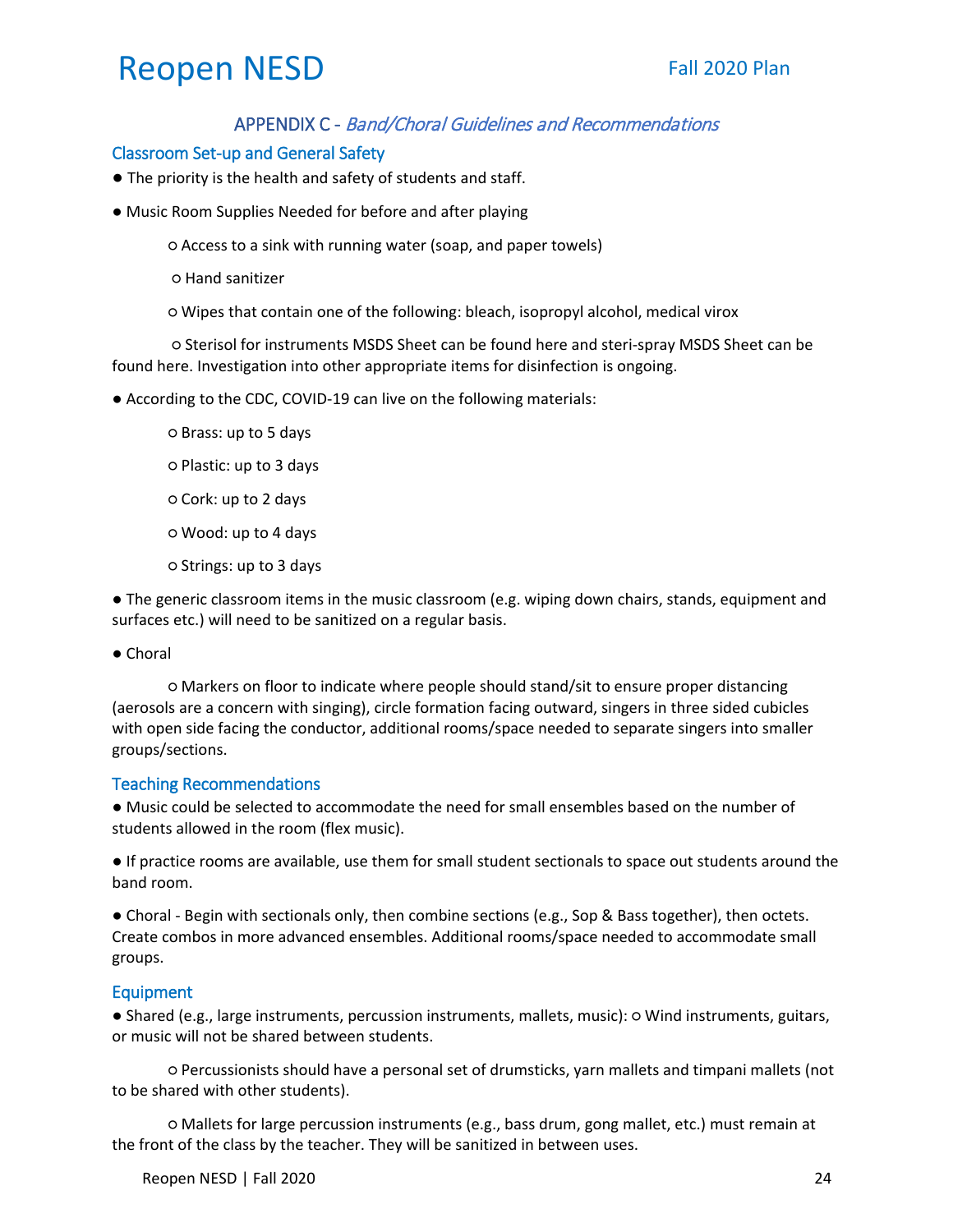## APPENDIX C - *Band/Choral Guidelines and Recommendations*

### Classroom Set-up and General Safety

- The priority is the health and safety of students and staff.
- Music Room Supplies Needed for before and after playing
  - Access to a sink with running water (soap, and paper towels)
  - Hand sanitizer
  - Wipes that contain one of the following: bleach, isopropyl alcohol, medical virox
  - Sterisol for instruments MSDS Sheet can be found here and steri-spray MSDS Sheet can be found here. Investigation into other appropriate items for disinfection is ongoing.
- According to the CDC, COVID-19 can live on the following materials:
  - Brass: up to 5 days
  - Plastic: up to 3 days
  - Cork: up to 2 days
  - Wood: up to 4 days
  - Strings: up to 3 days
- The generic classroom items in the music classroom (e.g. wiping down chairs, stands, equipment and surfaces etc.) will need to be sanitized on a regular basis.
- Choral
  - Markers on floor to indicate where people should stand/sit to ensure proper distancing (aerosols are a concern with singing), circle formation facing outward, singers in three sided cubicles with open side facing the conductor, additional rooms/space needed to separate singers into smaller groups/sections.

### Teaching Recommendations

- Music could be selected to accommodate the need for small ensembles based on the number of students allowed in the room (flex music).
- If practice rooms are available, use them for small student sectionals to space out students around the band room.
- Choral - Begin with sectionals only, then combine sections (e.g., Sop & Bass together), then octets. Create combos in more advanced ensembles. Additional rooms/space needed to accommodate small groups.

### Equipment

- Shared (e.g., large instruments, percussion instruments, mallets, music): ○ Wind instruments, guitars, or music will not be shared between students.
  - Percussionists should have a personal set of drumsticks, yarn mallets and timpani mallets (not to be shared with other students).
  - Mallets for large percussion instruments (e.g., bass drum, gong mallet, etc.) must remain at the front of the class by the teacher. They will be sanitized in between uses.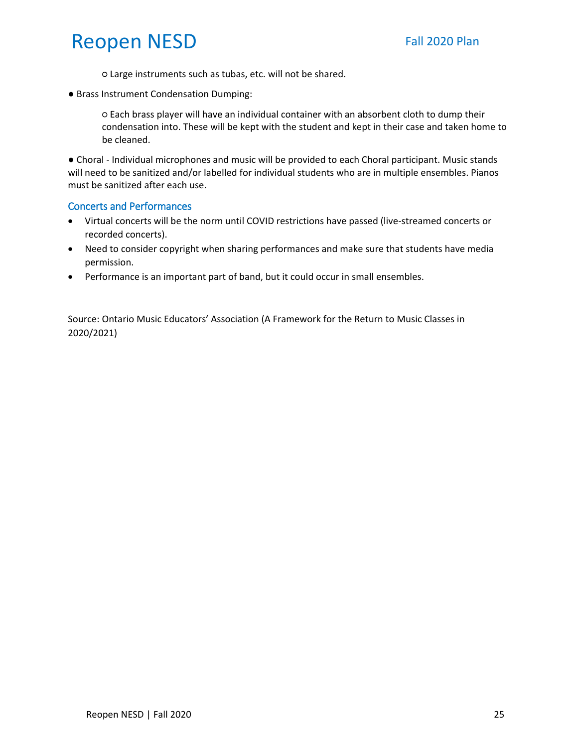- Large instruments such as tubas, etc. will not be shared.

- Brass Instrument Condensation Dumping:
  - Each brass player will have an individual container with an absorbent cloth to dump their condensation into. These will be kept with the student and kept in their case and taken home to be cleaned.

- Choral - Individual microphones and music will be provided to each Choral participant. Music stands will need to be sanitized and/or labelled for individual students who are in multiple ensembles. Pianos must be sanitized after each use.

### Concerts and Performances

- Virtual concerts will be the norm until COVID restrictions have passed (live-streamed concerts or recorded concerts).
- Need to consider copyright when sharing performances and make sure that students have media permission.
- Performance is an important part of band, but it could occur in small ensembles.

Source: Ontario Music Educators' Association (A Framework for the Return to Music Classes in 2020/2021)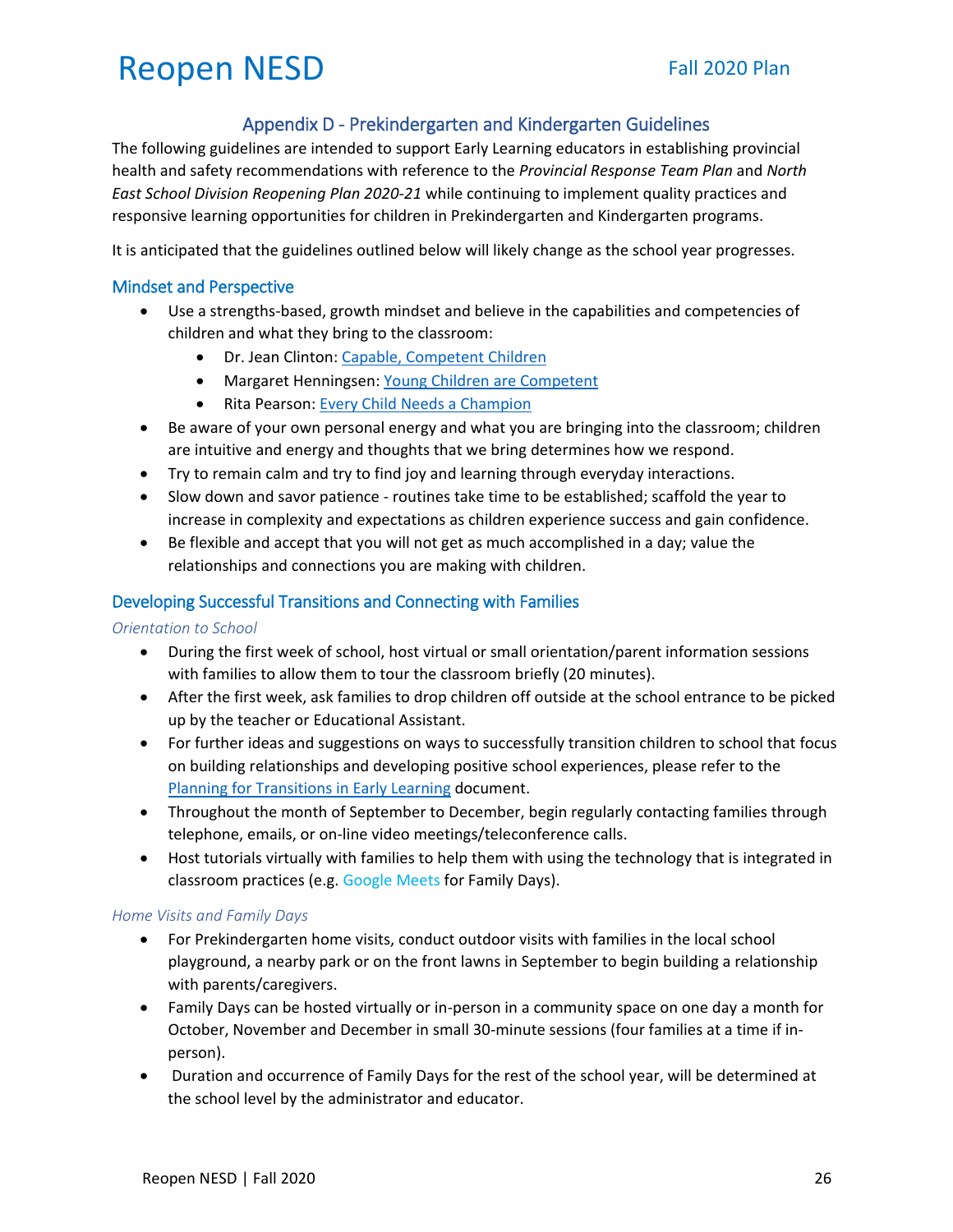## Appendix D - Prekindergarten and Kindergarten Guidelines

The following guidelines are intended to support Early Learning educators in establishing provincial health and safety recommendations with reference to the *Provincial Response Team Plan* and *North East School Division Reopening Plan 2020-21* while continuing to implement quality practices and responsive learning opportunities for children in Prekindergarten and Kindergarten programs.

It is anticipated that the guidelines outlined below will likely change as the school year progresses.

### Mindset and Perspective

- Use a strengths-based, growth mindset and believe in the capabilities and competencies of children and what they bring to the classroom:
  - Dr. Jean Clinton: Capable, Competent Children
  - Margaret Henningsen: Young Children are Competent
  - Rita Pearson: Every Child Needs a Champion
- Be aware of your own personal energy and what you are bringing into the classroom; children are intuitive and energy and thoughts that we bring determines how we respond.
- Try to remain calm and try to find joy and learning through everyday interactions.
- Slow down and savor patience - routines take time to be established; scaffold the year to increase in complexity and expectations as children experience success and gain confidence.
- Be flexible and accept that you will not get as much accomplished in a day; value the relationships and connections you are making with children.

### Developing Successful Transitions and Connecting with Families

*Orientation to School*

- During the first week of school, host virtual or small orientation/parent information sessions with families to allow them to tour the classroom briefly (20 minutes).
- After the first week, ask families to drop children off outside at the school entrance to be picked up by the teacher or Educational Assistant.
- For further ideas and suggestions on ways to successfully transition children to school that focus on building relationships and developing positive school experiences, please refer to the Planning for Transitions in Early Learning document.
- Throughout the month of September to December, begin regularly contacting families through telephone, emails, or on-line video meetings/teleconference calls.
- Host tutorials virtually with families to help them with using the technology that is integrated in classroom practices (e.g. Google Meets for Family Days).

*Home Visits and Family Days*

- For Prekindergarten home visits, conduct outdoor visits with families in the local school playground, a nearby park or on the front lawns in September to begin building a relationship with parents/caregivers.
- Family Days can be hosted virtually or in-person in a community space on one day a month for October, November and December in small 30-minute sessions (four families at a time if in-person).
- Duration and occurrence of Family Days for the rest of the school year, will be determined at the school level by the administrator and educator.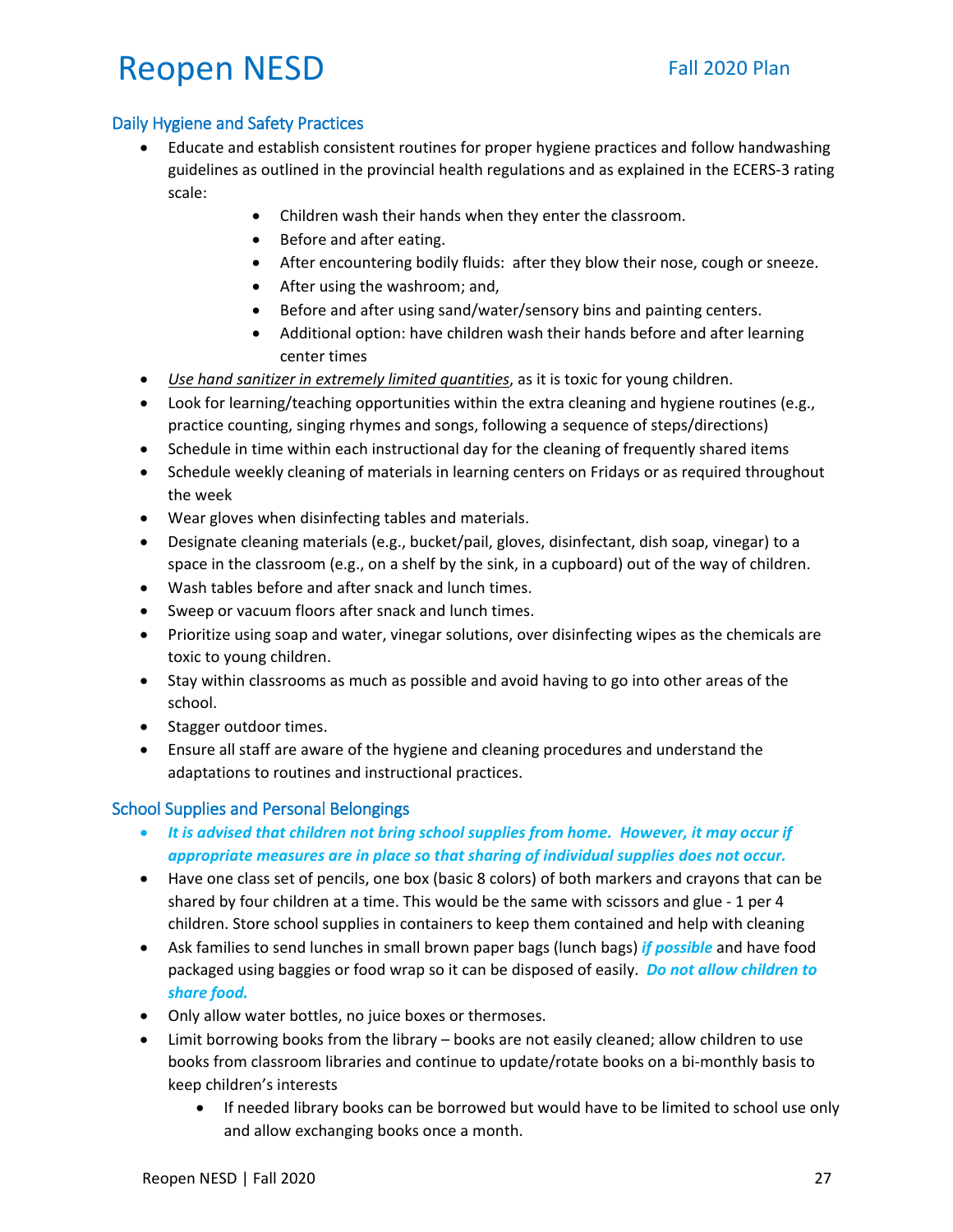## Daily Hygiene and Safety Practices

- Educate and establish consistent routines for proper hygiene practices and follow handwashing guidelines as outlined in the provincial health regulations and as explained in the ECERS-3 rating scale:
    - Children wash their hands when they enter the classroom.
    - Before and after eating.
    - After encountering bodily fluids: after they blow their nose, cough or sneeze.
    - After using the washroom; and,
    - Before and after using sand/water/sensory bins and painting centers.
    - Additional option: have children wash their hands before and after learning center times
- *Use hand sanitizer in extremely limited quantities*, as it is toxic for young children.
- Look for learning/teaching opportunities within the extra cleaning and hygiene routines (e.g., practice counting, singing rhymes and songs, following a sequence of steps/directions)
- Schedule in time within each instructional day for the cleaning of frequently shared items
- Schedule weekly cleaning of materials in learning centers on Fridays or as required throughout the week
- Wear gloves when disinfecting tables and materials.
- Designate cleaning materials (e.g., bucket/pail, gloves, disinfectant, dish soap, vinegar) to a space in the classroom (e.g., on a shelf by the sink, in a cupboard) out of the way of children.
- Wash tables before and after snack and lunch times.
- Sweep or vacuum floors after snack and lunch times.
- Prioritize using soap and water, vinegar solutions, over disinfecting wipes as the chemicals are toxic to young children.
- Stay within classrooms as much as possible and avoid having to go into other areas of the school.
- Stagger outdoor times.
- Ensure all staff are aware of the hygiene and cleaning procedures and understand the adaptations to routines and instructional practices.

## School Supplies and Personal Belongings

- ***It is advised that children not bring school supplies from home. However, it may occur if appropriate measures are in place so that sharing of individual supplies does not occur.***
- Have one class set of pencils, one box (basic 8 colors) of both markers and crayons that can be shared by four children at a time. This would be the same with scissors and glue - 1 per 4 children. Store school supplies in containers to keep them contained and help with cleaning
- Ask families to send lunches in small brown paper bags (lunch bags) ***if possible*** and have food packaged using baggies or food wrap so it can be disposed of easily. ***Do not allow children to share food.***
- Only allow water bottles, no juice boxes or thermoses.
- Limit borrowing books from the library – books are not easily cleaned; allow children to use books from classroom libraries and continue to update/rotate books on a bi-monthly basis to keep children's interests
    - If needed library books can be borrowed but would have to be limited to school use only and allow exchanging books once a month.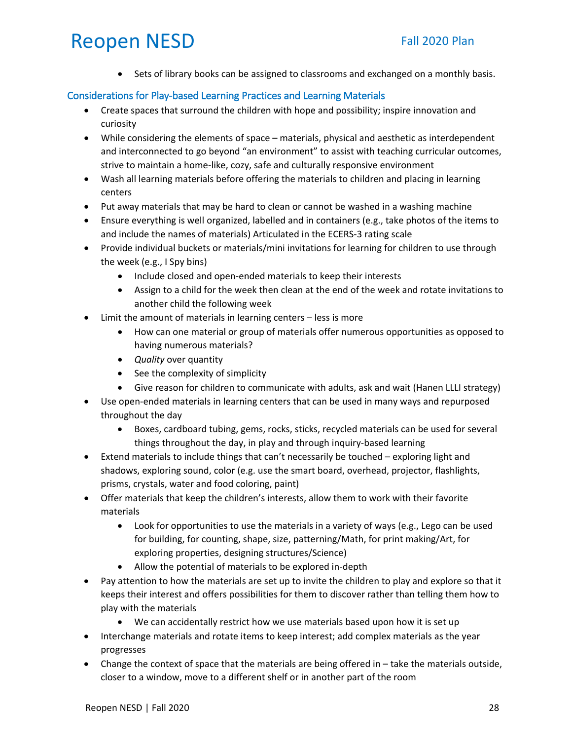- Sets of library books can be assigned to classrooms and exchanged on a monthly basis.

### Considerations for Play-based Learning Practices and Learning Materials

- Create spaces that surround the children with hope and possibility; inspire innovation and curiosity
- While considering the elements of space – materials, physical and aesthetic as interdependent and interconnected to go beyond "an environment" to assist with teaching curricular outcomes, strive to maintain a home-like, cozy, safe and culturally responsive environment
- Wash all learning materials before offering the materials to children and placing in learning centers
- Put away materials that may be hard to clean or cannot be washed in a washing machine
- Ensure everything is well organized, labelled and in containers (e.g., take photos of the items to and include the names of materials) Articulated in the ECERS-3 rating scale
- Provide individual buckets or materials/mini invitations for learning for children to use through the week (e.g., I Spy bins)
  - Include closed and open-ended materials to keep their interests
  - Assign to a child for the week then clean at the end of the week and rotate invitations to another child the following week
- Limit the amount of materials in learning centers – less is more
  - How can one material or group of materials offer numerous opportunities as opposed to having numerous materials?
  - *Quality* over quantity
  - See the complexity of simplicity
  - Give reason for children to communicate with adults, ask and wait (Hanen LLLI strategy)
- Use open-ended materials in learning centers that can be used in many ways and repurposed throughout the day
  - Boxes, cardboard tubing, gems, rocks, sticks, recycled materials can be used for several things throughout the day, in play and through inquiry-based learning
- Extend materials to include things that can't necessarily be touched – exploring light and shadows, exploring sound, color (e.g. use the smart board, overhead, projector, flashlights, prisms, crystals, water and food coloring, paint)
- Offer materials that keep the children's interests, allow them to work with their favorite materials
  - Look for opportunities to use the materials in a variety of ways (e.g., Lego can be used for building, for counting, shape, size, patterning/Math, for print making/Art, for exploring properties, designing structures/Science)
  - Allow the potential of materials to be explored in-depth
- Pay attention to how the materials are set up to invite the children to play and explore so that it keeps their interest and offers possibilities for them to discover rather than telling them how to play with the materials
  - We can accidentally restrict how we use materials based upon how it is set up
- Interchange materials and rotate items to keep interest; add complex materials as the year progresses
- Change the context of space that the materials are being offered in – take the materials outside, closer to a window, move to a different shelf or in another part of the room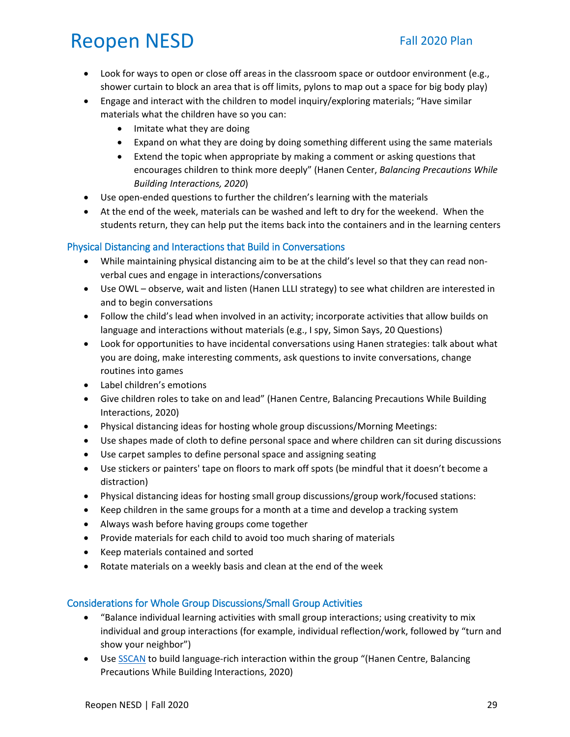- Look for ways to open or close off areas in the classroom space or outdoor environment (e.g., shower curtain to block an area that is off limits, pylons to map out a space for big body play)
- Engage and interact with the children to model inquiry/exploring materials; "Have similar materials what the children have so you can:
  - Imitate what they are doing
  - Expand on what they are doing by doing something different using the same materials
  - Extend the topic when appropriate by making a comment or asking questions that encourages children to think more deeply" (Hanen Center, *Balancing Precautions While Building Interactions, 2020*)
- Use open-ended questions to further the children's learning with the materials
- At the end of the week, materials can be washed and left to dry for the weekend. When the students return, they can help put the items back into the containers and in the learning centers

### Physical Distancing and Interactions that Build in Conversations

- While maintaining physical distancing aim to be at the child's level so that they can read non-verbal cues and engage in interactions/conversations
- Use OWL – observe, wait and listen (Hanen LLLI strategy) to see what children are interested in and to begin conversations
- Follow the child's lead when involved in an activity; incorporate activities that allow builds on language and interactions without materials (e.g., I spy, Simon Says, 20 Questions)
- Look for opportunities to have incidental conversations using Hanen strategies: talk about what you are doing, make interesting comments, ask questions to invite conversations, change routines into games
- Label children's emotions
- Give children roles to take on and lead" (Hanen Centre, Balancing Precautions While Building Interactions, 2020)
- Physical distancing ideas for hosting whole group discussions/Morning Meetings:
- Use shapes made of cloth to define personal space and where children can sit during discussions
- Use carpet samples to define personal space and assigning seating
- Use stickers or painters' tape on floors to mark off spots (be mindful that it doesn't become a distraction)
- Physical distancing ideas for hosting small group discussions/group work/focused stations:
- Keep children in the same groups for a month at a time and develop a tracking system
- Always wash before having groups come together
- Provide materials for each child to avoid too much sharing of materials
- Keep materials contained and sorted
- Rotate materials on a weekly basis and clean at the end of the week

### Considerations for Whole Group Discussions/Small Group Activities

- "Balance individual learning activities with small group interactions; using creativity to mix individual and group interactions (for example, individual reflection/work, followed by "turn and show your neighbor")
- Use SSCAN to build language-rich interaction within the group "(Hanen Centre, Balancing Precautions While Building Interactions, 2020)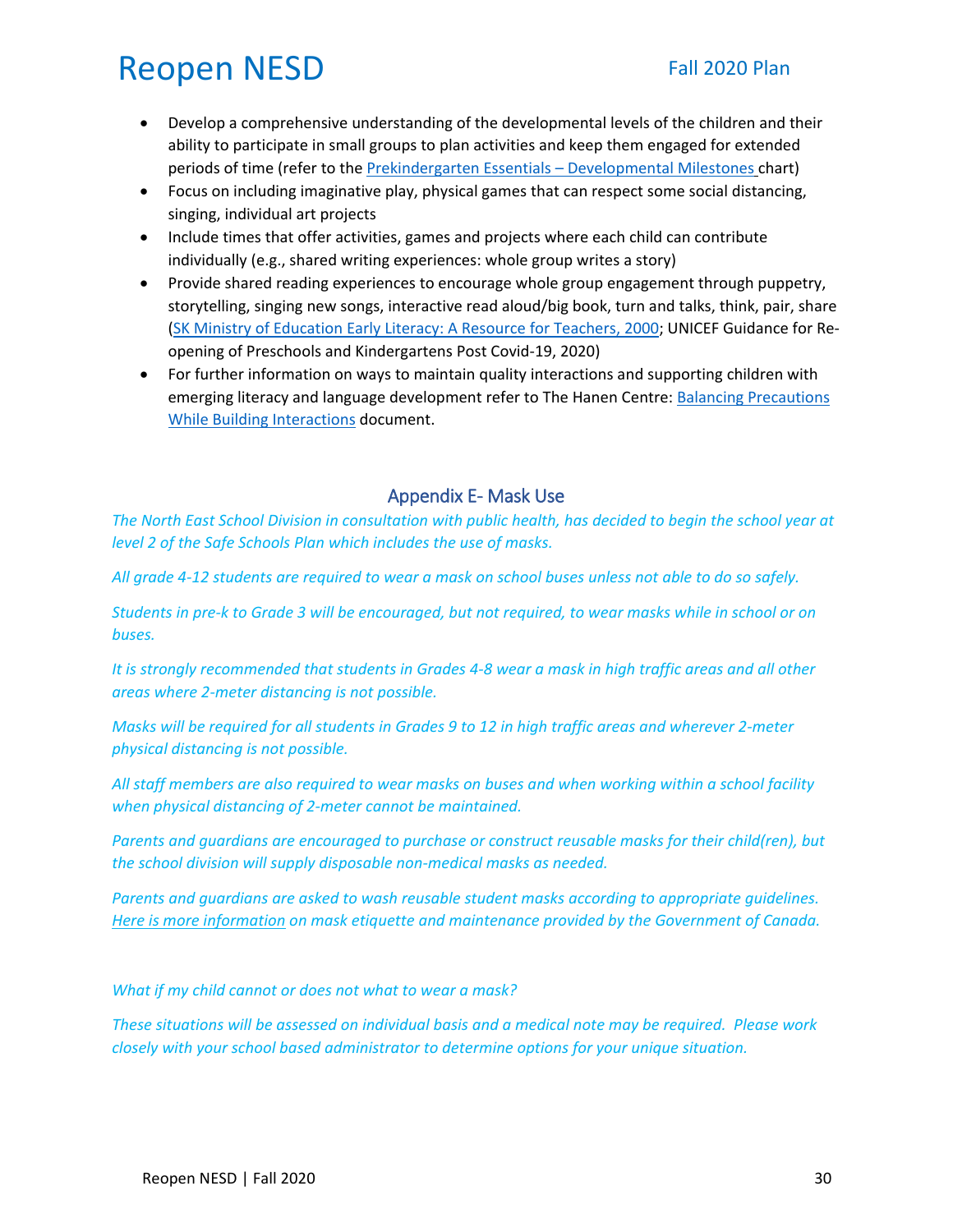- Develop a comprehensive understanding of the developmental levels of the children and their ability to participate in small groups to plan activities and keep them engaged for extended periods of time (refer to the Prekindergarten Essentials – Developmental Milestones chart)
- Focus on including imaginative play, physical games that can respect some social distancing, singing, individual art projects
- Include times that offer activities, games and projects where each child can contribute individually (e.g., shared writing experiences: whole group writes a story)
- Provide shared reading experiences to encourage whole group engagement through puppetry, storytelling, singing new songs, interactive read aloud/big book, turn and talks, think, pair, share (SK Ministry of Education Early Literacy: A Resource for Teachers, 2000; UNICEF Guidance for Re-opening of Preschools and Kindergartens Post Covid-19, 2020)
- For further information on ways to maintain quality interactions and supporting children with emerging literacy and language development refer to The Hanen Centre: Balancing Precautions While Building Interactions document.

## Appendix E- Mask Use

*The North East School Division in consultation with public health, has decided to begin the school year at level 2 of the Safe Schools Plan which includes the use of masks.*

*All grade 4-12 students are required to wear a mask on school buses unless not able to do so safely.*

*Students in pre-k to Grade 3 will be encouraged, but not required, to wear masks while in school or on buses.*

*It is strongly recommended that students in Grades 4-8 wear a mask in high traffic areas and all other areas where 2-meter distancing is not possible.*

*Masks will be required for all students in Grades 9 to 12 in high traffic areas and wherever 2-meter physical distancing is not possible.*

*All staff members are also required to wear masks on buses and when working within a school facility when physical distancing of 2-meter cannot be maintained.*

*Parents and guardians are encouraged to purchase or construct reusable masks for their child(ren), but the school division will supply disposable non-medical masks as needed.*

*Parents and guardians are asked to wash reusable student masks according to appropriate guidelines. Here is more information on mask etiquette and maintenance provided by the Government of Canada.*

*What if my child cannot or does not what to wear a mask?*

*These situations will be assessed on individual basis and a medical note may be required. Please work closely with your school based administrator to determine options for your unique situation.*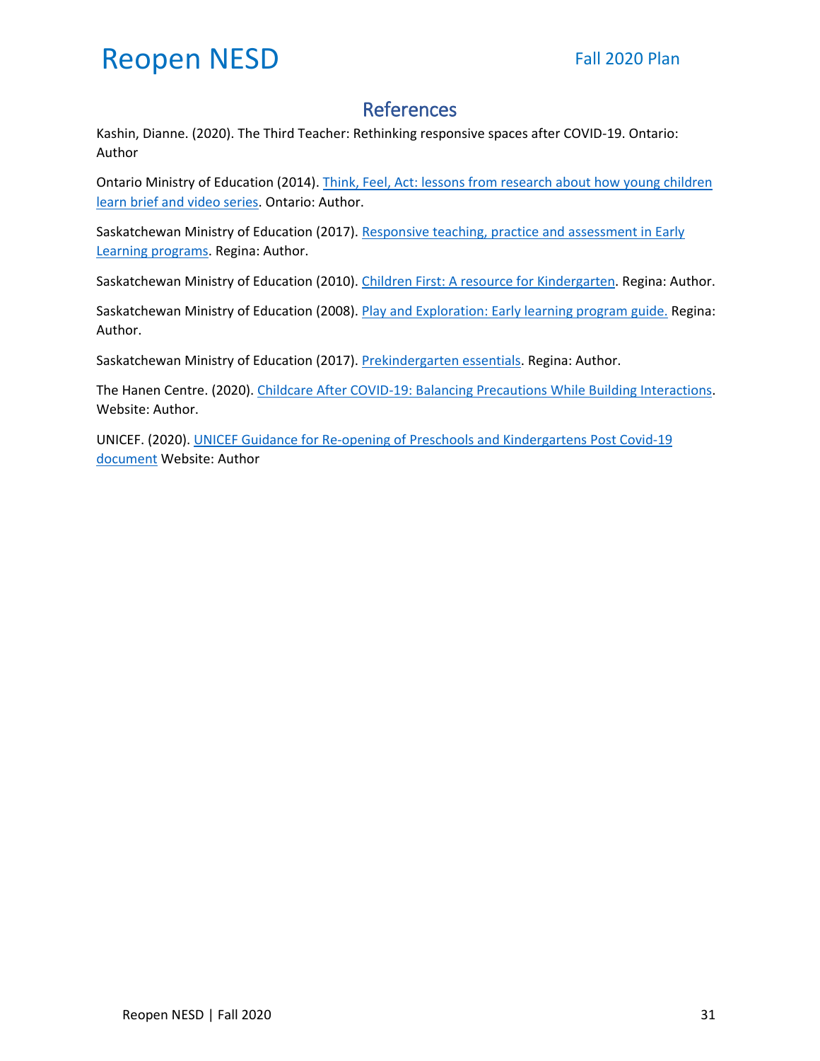## References

Kashin, Dianne. (2020). The Third Teacher: Rethinking responsive spaces after COVID-19. Ontario: Author

Ontario Ministry of Education (2014). Think, Feel, Act: lessons from research about how young children learn brief and video series. Ontario: Author.

Saskatchewan Ministry of Education (2017). Responsive teaching, practice and assessment in Early Learning programs. Regina: Author.

Saskatchewan Ministry of Education (2010). Children First: A resource for Kindergarten. Regina: Author.

Saskatchewan Ministry of Education (2008). Play and Exploration: Early learning program guide. Regina: Author.

Saskatchewan Ministry of Education (2017). Prekindergarten essentials. Regina: Author.

The Hanen Centre. (2020). Childcare After COVID-19: Balancing Precautions While Building Interactions. Website: Author.

UNICEF. (2020). UNICEF Guidance for Re-opening of Preschools and Kindergartens Post Covid-19 document Website: Author